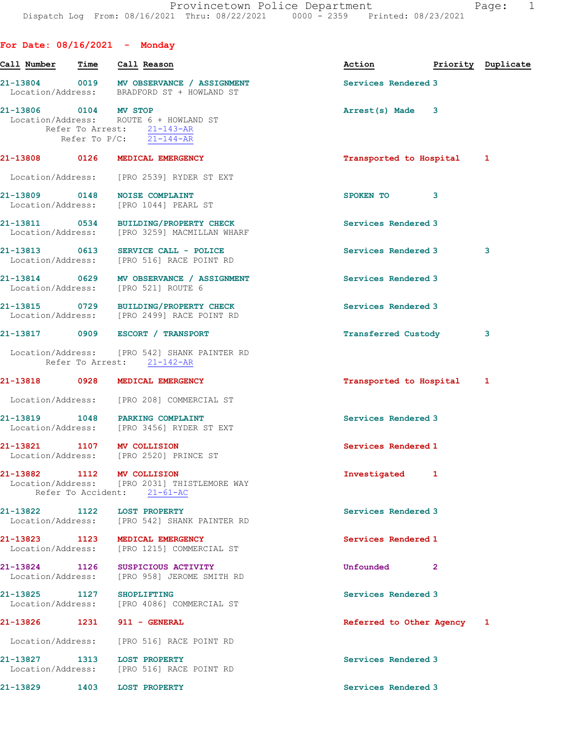Provincetown Police Department
Dispatch Log From: 08/16/2021 Thru: 08/22/2021 0000 - 2359 Printed: 08/23/2021

## For Date: 08/16/2021 - Monday

| Call Number | Time | Call Reason | Action | Priority | Duplicate |
|---|---|---|---|---|---|
| 21-13804 | 0019 | MV OBSERVANCE / ASSIGNMENT | Services Rendered | 3 | |
| Location/Address: | | BRADFORD ST + HOWLAND ST | | | |
| 21-13806 | 0104 | MV STOP | Arrest(s) Made | 3 | |
| Location/Address: | | ROUTE 6 + HOWLAND ST | | | |
| Refer To Arrest: | | 21-143-AR | | | |
| Refer To P/C: | | 21-144-AR | | | |
| 21-13808 | 0126 | MEDICAL EMERGENCY | Transported to Hospital | 1 | |
| Location/Address: | | [PRO 2539] RYDER ST EXT | | | |
| 21-13809 | 0148 | NOISE COMPLAINT | SPOKEN TO | 3 | |
| Location/Address: | | [PRO 1044] PEARL ST | | | |
| 21-13811 | 0534 | BUILDING/PROPERTY CHECK | Services Rendered | 3 | |
| Location/Address: | | [PRO 3259] MACMILLAN WHARF | | | |
| 21-13813 | 0613 | SERVICE CALL - POLICE | Services Rendered | 3 | 3 |
| Location/Address: | | [PRO 516] RACE POINT RD | | | |
| 21-13814 | 0629 | MV OBSERVANCE / ASSIGNMENT | Services Rendered | 3 | |
| Location/Address: | | [PRO 521] ROUTE 6 | | | |
| 21-13815 | 0729 | BUILDING/PROPERTY CHECK | Services Rendered | 3 | |
| Location/Address: | | [PRO 2499] RACE POINT RD | | | |
| 21-13817 | 0909 | ESCORT / TRANSPORT | Transferred Custody | 3 | |
| Location/Address: | | [PRO 542] SHANK PAINTER RD | | | |
| Refer To Arrest: | | 21-142-AR | | | |
| 21-13818 | 0928 | MEDICAL EMERGENCY | Transported to Hospital | 1 | |
| Location/Address: | | [PRO 208] COMMERCIAL ST | | | |
| 21-13819 | 1048 | PARKING COMPLAINT | Services Rendered | 3 | |
| Location/Address: | | [PRO 3456] RYDER ST EXT | | | |
| 21-13821 | 1107 | MV COLLISION | Services Rendered | 1 | |
| Location/Address: | | [PRO 2520] PRINCE ST | | | |
| 21-13882 | 1112 | MV COLLISION | Investigated | 1 | |
| Location/Address: | | [PRO 2031] THISTLEMORE WAY | | | |
| Refer To Accident: | | 21-61-AC | | | |
| 21-13822 | 1122 | LOST PROPERTY | Services Rendered | 3 | |
| Location/Address: | | [PRO 542] SHANK PAINTER RD | | | |
| 21-13823 | 1123 | MEDICAL EMERGENCY | Services Rendered | 1 | |
| Location/Address: | | [PRO 1215] COMMERCIAL ST | | | |
| 21-13824 | 1126 | SUSPICIOUS ACTIVITY | Unfounded | 2 | |
| Location/Address: | | [PRO 958] JEROME SMITH RD | | | |
| 21-13825 | 1127 | SHOPLIFTING | Services Rendered | 3 | |
| Location/Address: | | [PRO 4086] COMMERCIAL ST | | | |
| 21-13826 | 1231 | 911 - GENERAL | Referred to Other Agency | 1 | |
| Location/Address: | | [PRO 516] RACE POINT RD | | | |
| 21-13827 | 1313 | LOST PROPERTY | Services Rendered | 3 | |
| Location/Address: | | [PRO 516] RACE POINT RD | | | |
| 21-13829 | 1403 | LOST PROPERTY | Services Rendered | 3 | |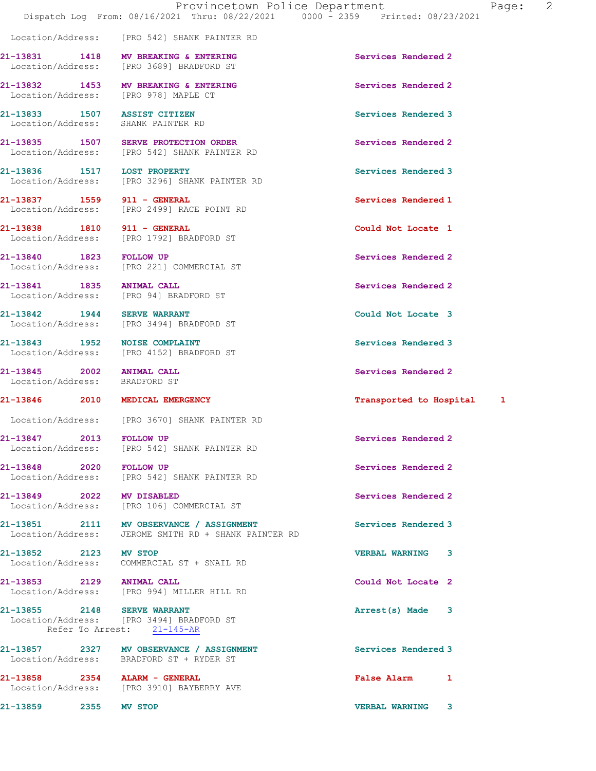Location/Address: [PRO 542] SHANK PAINTER RD

| Call Number | Time | Call Reason | Action | Priority |
| --- | --- | --- | --- | --- |
| 21-13831 | 1418 | MV BREAKING & ENTERING | Services Rendered | 2 |
| | | Location/Address: [PRO 3689] BRADFORD ST | | |
| 21-13832 | 1453 | MV BREAKING & ENTERING | Services Rendered | 2 |
| | | Location/Address: [PRO 978] MAPLE CT | | |
| 21-13833 | 1507 | ASSIST CITIZEN | Services Rendered | 3 |
| | | Location/Address: SHANK PAINTER RD | | |
| 21-13835 | 1507 | SERVE PROTECTION ORDER | Services Rendered | 2 |
| | | Location/Address: [PRO 542] SHANK PAINTER RD | | |
| 21-13836 | 1517 | LOST PROPERTY | Services Rendered | 3 |
| | | Location/Address: [PRO 3296] SHANK PAINTER RD | | |
| 21-13837 | 1559 | 911 - GENERAL | Services Rendered | 1 |
| | | Location/Address: [PRO 2499] RACE POINT RD | | |
| 21-13838 | 1810 | 911 - GENERAL | Could Not Locate | 1 |
| | | Location/Address: [PRO 1792] BRADFORD ST | | |
| 21-13840 | 1823 | FOLLOW UP | Services Rendered | 2 |
| | | Location/Address: [PRO 221] COMMERCIAL ST | | |
| 21-13841 | 1835 | ANIMAL CALL | Services Rendered | 2 |
| | | Location/Address: [PRO 94] BRADFORD ST | | |
| 21-13842 | 1944 | SERVE WARRANT | Could Not Locate | 3 |
| | | Location/Address: [PRO 3494] BRADFORD ST | | |
| 21-13843 | 1952 | NOISE COMPLAINT | Services Rendered | 3 |
| | | Location/Address: [PRO 4152] BRADFORD ST | | |
| 21-13845 | 2002 | ANIMAL CALL | Services Rendered | 2 |
| | | Location/Address: BRADFORD ST | | |
| 21-13846 | 2010 | MEDICAL EMERGENCY | Transported to Hospital | 1 |
| | | Location/Address: [PRO 3670] SHANK PAINTER RD | | |
| 21-13847 | 2013 | FOLLOW UP | Services Rendered | 2 |
| | | Location/Address: [PRO 542] SHANK PAINTER RD | | |
| 21-13848 | 2020 | FOLLOW UP | Services Rendered | 2 |
| | | Location/Address: [PRO 542] SHANK PAINTER RD | | |
| 21-13849 | 2022 | MV DISABLED | Services Rendered | 2 |
| | | Location/Address: [PRO 106] COMMERCIAL ST | | |
| 21-13851 | 2111 | MV OBSERVANCE / ASSIGNMENT | Services Rendered | 3 |
| | | Location/Address: JEROME SMITH RD + SHANK PAINTER RD | | |
| 21-13852 | 2123 | MV STOP | VERBAL WARNING | 3 |
| | | Location/Address: COMMERCIAL ST + SNAIL RD | | |
| 21-13853 | 2129 | ANIMAL CALL | Could Not Locate | 2 |
| | | Location/Address: [PRO 994] MILLER HILL RD | | |
| 21-13855 | 2148 | SERVE WARRANT | Arrest(s) Made | 3 |
| | | Location/Address: [PRO 3494] BRADFORD ST; Refer To Arrest: 21-145-AR | | |
| 21-13857 | 2327 | MV OBSERVANCE / ASSIGNMENT | Services Rendered | 3 |
| | | Location/Address: BRADFORD ST + RYDER ST | | |
| 21-13858 | 2354 | ALARM - GENERAL | False Alarm | 1 |
| | | Location/Address: [PRO 3910] BAYBERRY AVE | | |
| 21-13859 | 2355 | MV STOP | VERBAL WARNING | 3 |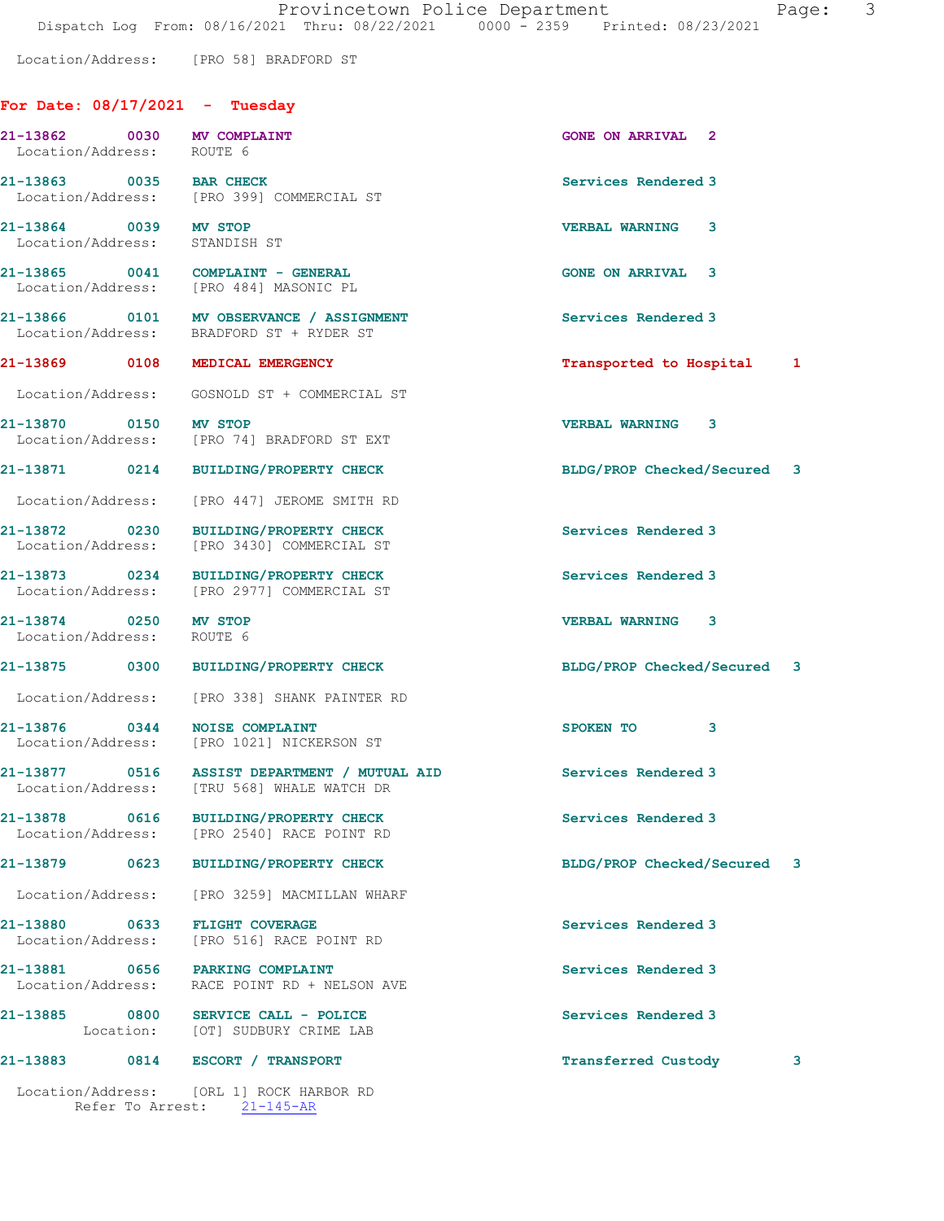Location/Address: [PRO 58] BRADFORD ST

## For Date: 08/17/2021 - Tuesday

**21-13862 0030 MV COMPLAINT** GONE ON ARRIVAL 2
Location/Address: ROUTE 6

**21-13863 0035 BAR CHECK** Services Rendered 3
Location/Address: [PRO 399] COMMERCIAL ST

**21-13864 0039 MV STOP** VERBAL WARNING 3
Location/Address: STANDISH ST

**21-13865 0041 COMPLAINT - GENERAL** GONE ON ARRIVAL 3
Location/Address: [PRO 484] MASONIC PL

**21-13866 0101 MV OBSERVANCE / ASSIGNMENT** Services Rendered 3
Location/Address: BRADFORD ST + RYDER ST

**21-13869 0108 MEDICAL EMERGENCY** Transported to Hospital 1
Location/Address: GOSNOLD ST + COMMERCIAL ST

**21-13870 0150 MV STOP** VERBAL WARNING 3
Location/Address: [PRO 74] BRADFORD ST EXT

**21-13871 0214 BUILDING/PROPERTY CHECK** BLDG/PROP Checked/Secured 3
Location/Address: [PRO 447] JEROME SMITH RD

**21-13872 0230 BUILDING/PROPERTY CHECK** Services Rendered 3
Location/Address: [PRO 3430] COMMERCIAL ST

**21-13873 0234 BUILDING/PROPERTY CHECK** Services Rendered 3
Location/Address: [PRO 2977] COMMERCIAL ST

**21-13874 0250 MV STOP** VERBAL WARNING 3
Location/Address: ROUTE 6

**21-13875 0300 BUILDING/PROPERTY CHECK** BLDG/PROP Checked/Secured 3
Location/Address: [PRO 338] SHANK PAINTER RD

**21-13876 0344 NOISE COMPLAINT** SPOKEN TO 3
Location/Address: [PRO 1021] NICKERSON ST

**21-13877 0516 ASSIST DEPARTMENT / MUTUAL AID** Services Rendered 3
Location/Address: [TRU 568] WHALE WATCH DR

**21-13878 0616 BUILDING/PROPERTY CHECK** Services Rendered 3
Location/Address: [PRO 2540] RACE POINT RD

**21-13879 0623 BUILDING/PROPERTY CHECK** BLDG/PROP Checked/Secured 3
Location/Address: [PRO 3259] MACMILLAN WHARF

**21-13880 0633 FLIGHT COVERAGE** Services Rendered 3
Location/Address: [PRO 516] RACE POINT RD

**21-13881 0656 PARKING COMPLAINT** Services Rendered 3
Location/Address: RACE POINT RD + NELSON AVE

**21-13885 0800 SERVICE CALL - POLICE** Services Rendered 3
Location: [OT] SUDBURY CRIME LAB

**21-13883 0814 ESCORT / TRANSPORT** Transferred Custody 3
Location/Address: [ORL 1] ROCK HARBOR RD
Refer To Arrest: 21-145-AR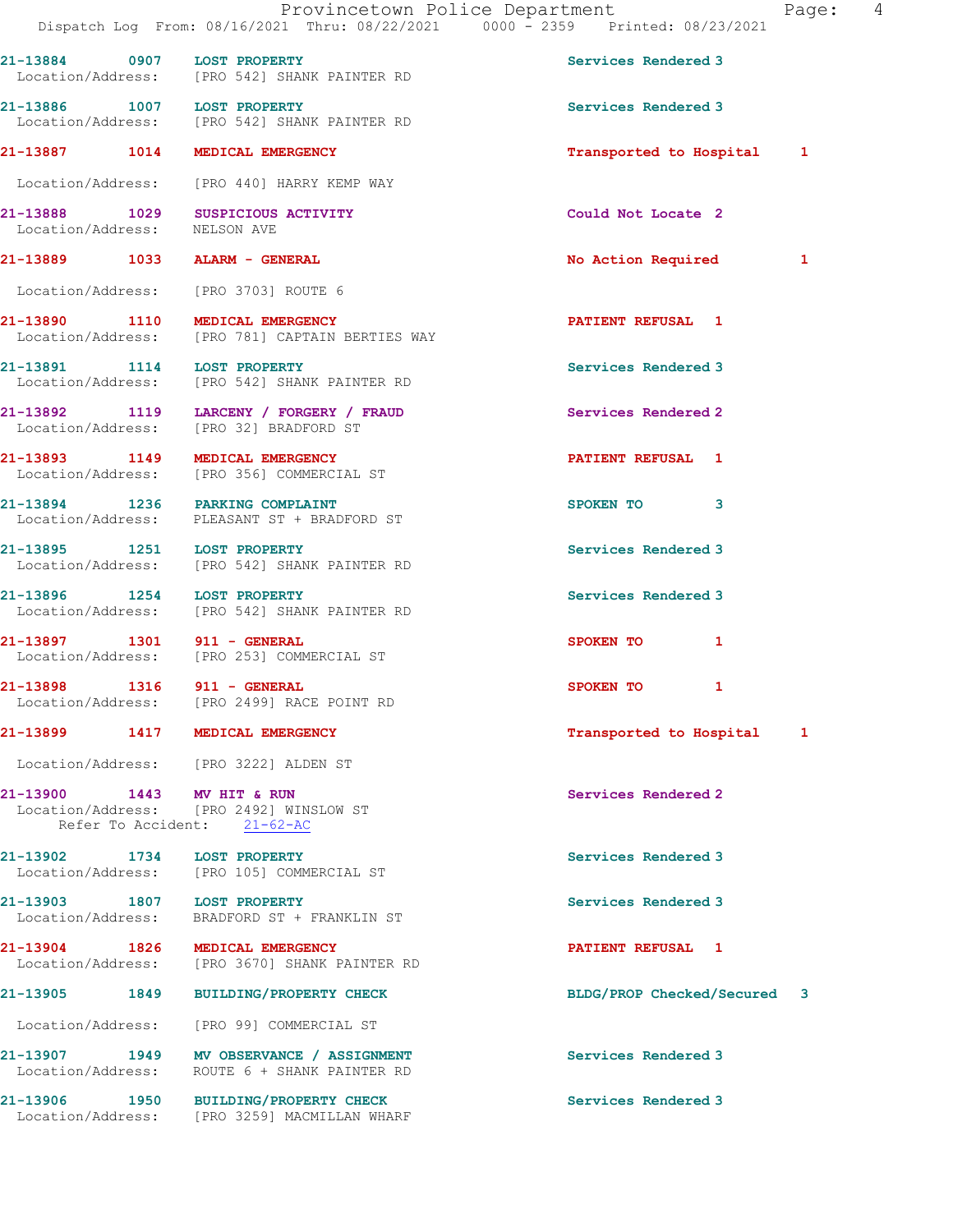21-13884 0907 LOST PROPERTY Services Rendered 3
Location/Address: [PRO 542] SHANK PAINTER RD

21-13886 1007 LOST PROPERTY Services Rendered 3
Location/Address: [PRO 542] SHANK PAINTER RD

21-13887 1014 MEDICAL EMERGENCY Transported to Hospital 1
Location/Address: [PRO 440] HARRY KEMP WAY

21-13888 1029 SUSPICIOUS ACTIVITY Could Not Locate 2
Location/Address: NELSON AVE

21-13889 1033 ALARM - GENERAL No Action Required 1
Location/Address: [PRO 3703] ROUTE 6

21-13890 1110 MEDICAL EMERGENCY PATIENT REFUSAL 1
Location/Address: [PRO 781] CAPTAIN BERTIES WAY

21-13891 1114 LOST PROPERTY Services Rendered 3
Location/Address: [PRO 542] SHANK PAINTER RD

21-13892 1119 LARCENY / FORGERY / FRAUD Services Rendered 2
Location/Address: [PRO 32] BRADFORD ST

21-13893 1149 MEDICAL EMERGENCY PATIENT REFUSAL 1
Location/Address: [PRO 356] COMMERCIAL ST

21-13894 1236 PARKING COMPLAINT SPOKEN TO 3
Location/Address: PLEASANT ST + BRADFORD ST

21-13895 1251 LOST PROPERTY Services Rendered 3
Location/Address: [PRO 542] SHANK PAINTER RD

21-13896 1254 LOST PROPERTY Services Rendered 3
Location/Address: [PRO 542] SHANK PAINTER RD

21-13897 1301 911 - GENERAL SPOKEN TO 1
Location/Address: [PRO 253] COMMERCIAL ST

21-13898 1316 911 - GENERAL SPOKEN TO 1
Location/Address: [PRO 2499] RACE POINT RD

21-13899 1417 MEDICAL EMERGENCY Transported to Hospital 1
Location/Address: [PRO 3222] ALDEN ST

21-13900 1443 MV HIT & RUN Services Rendered 2
Location/Address: [PRO 2492] WINSLOW ST
Refer To Accident: 21-62-AC

21-13902 1734 LOST PROPERTY Services Rendered 3
Location/Address: [PRO 105] COMMERCIAL ST

21-13903 1807 LOST PROPERTY Services Rendered 3
Location/Address: BRADFORD ST + FRANKLIN ST

21-13904 1826 MEDICAL EMERGENCY PATIENT REFUSAL 1
Location/Address: [PRO 3670] SHANK PAINTER RD

21-13905 1849 BUILDING/PROPERTY CHECK BLDG/PROP Checked/Secured 3
Location/Address: [PRO 99] COMMERCIAL ST

21-13907 1949 MV OBSERVANCE / ASSIGNMENT Services Rendered 3
Location/Address: ROUTE 6 + SHANK PAINTER RD

21-13906 1950 BUILDING/PROPERTY CHECK Services Rendered 3
Location/Address: [PRO 3259] MACMILLAN WHARF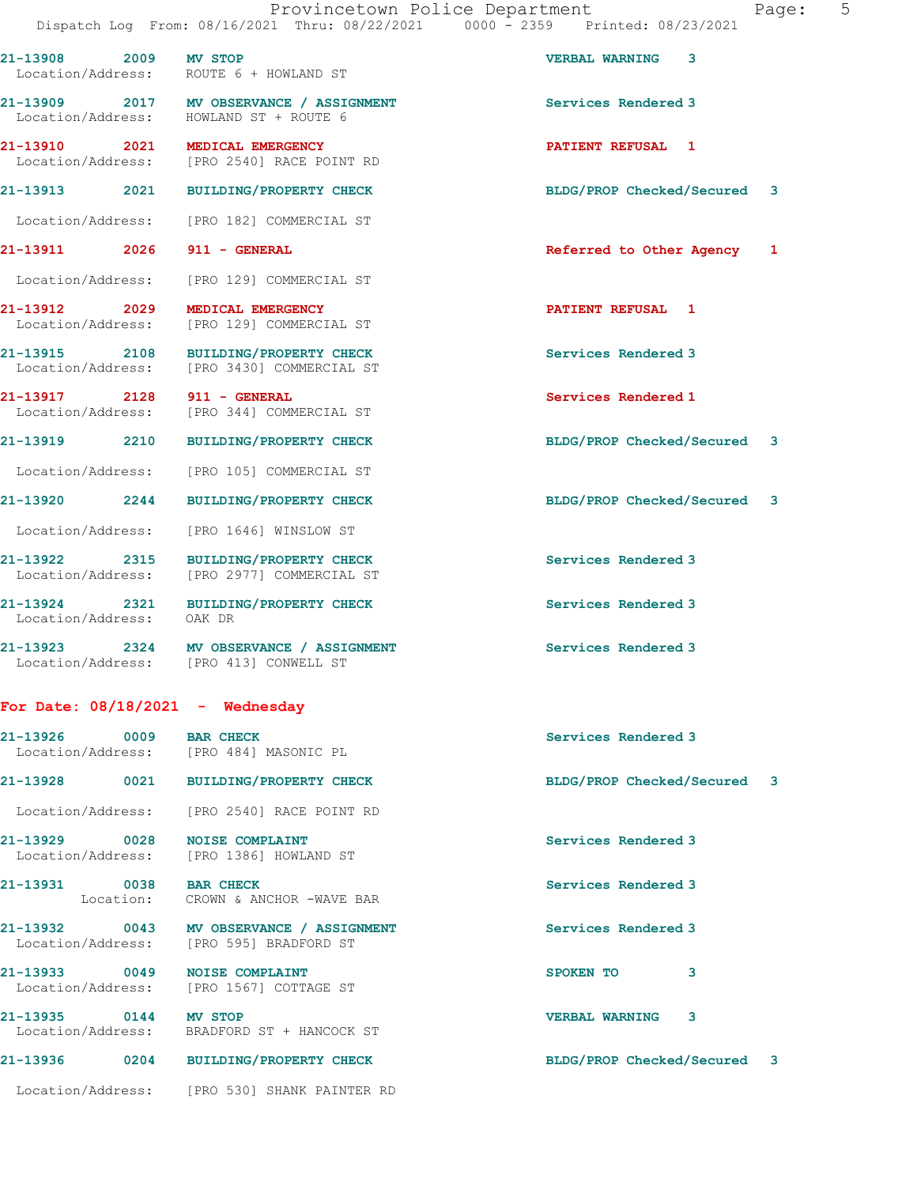21-13908 2009 **MV STOP** VERBAL WARNING 3
Location/Address: ROUTE 6 + HOWLAND ST

21-13909 2017 **MV OBSERVANCE / ASSIGNMENT** Services Rendered 3
Location/Address: HOWLAND ST + ROUTE 6

21-13910 2021 **MEDICAL EMERGENCY** PATIENT REFUSAL 1
Location/Address: [PRO 2540] RACE POINT RD

21-13913 2021 **BUILDING/PROPERTY CHECK** BLDG/PROP Checked/Secured 3
Location/Address: [PRO 182] COMMERCIAL ST

21-13911 2026 **911 - GENERAL** Referred to Other Agency 1
Location/Address: [PRO 129] COMMERCIAL ST

21-13912 2029 **MEDICAL EMERGENCY** PATIENT REFUSAL 1
Location/Address: [PRO 129] COMMERCIAL ST

21-13915 2108 **BUILDING/PROPERTY CHECK** Services Rendered 3
Location/Address: [PRO 3430] COMMERCIAL ST

21-13917 2128 **911 - GENERAL** Services Rendered 1
Location/Address: [PRO 344] COMMERCIAL ST

21-13919 2210 **BUILDING/PROPERTY CHECK** BLDG/PROP Checked/Secured 3
Location/Address: [PRO 105] COMMERCIAL ST

21-13920 2244 **BUILDING/PROPERTY CHECK** BLDG/PROP Checked/Secured 3
Location/Address: [PRO 1646] WINSLOW ST

21-13922 2315 **BUILDING/PROPERTY CHECK** Services Rendered 3
Location/Address: [PRO 2977] COMMERCIAL ST

21-13924 2321 **BUILDING/PROPERTY CHECK** Services Rendered 3
Location/Address: OAK DR

21-13923 2324 **MV OBSERVANCE / ASSIGNMENT** Services Rendered 3
Location/Address: [PRO 413] CONWELL ST

## For Date: 08/18/2021 - Wednesday

21-13926 0009 **BAR CHECK** Services Rendered 3
Location/Address: [PRO 484] MASONIC PL

21-13928 0021 **BUILDING/PROPERTY CHECK** BLDG/PROP Checked/Secured 3
Location/Address: [PRO 2540] RACE POINT RD

21-13929 0028 **NOISE COMPLAINT** Services Rendered 3
Location/Address: [PRO 1386] HOWLAND ST

21-13931 0038 **BAR CHECK** Services Rendered 3
Location: CROWN & ANCHOR -WAVE BAR

21-13932 0043 **MV OBSERVANCE / ASSIGNMENT** Services Rendered 3
Location/Address: [PRO 595] BRADFORD ST

21-13933 0049 **NOISE COMPLAINT** SPOKEN TO 3
Location/Address: [PRO 1567] COTTAGE ST

21-13935 0144 **MV STOP** VERBAL WARNING 3
Location/Address: BRADFORD ST + HANCOCK ST

21-13936 0204 **BUILDING/PROPERTY CHECK** BLDG/PROP Checked/Secured 3
Location/Address: [PRO 530] SHANK PAINTER RD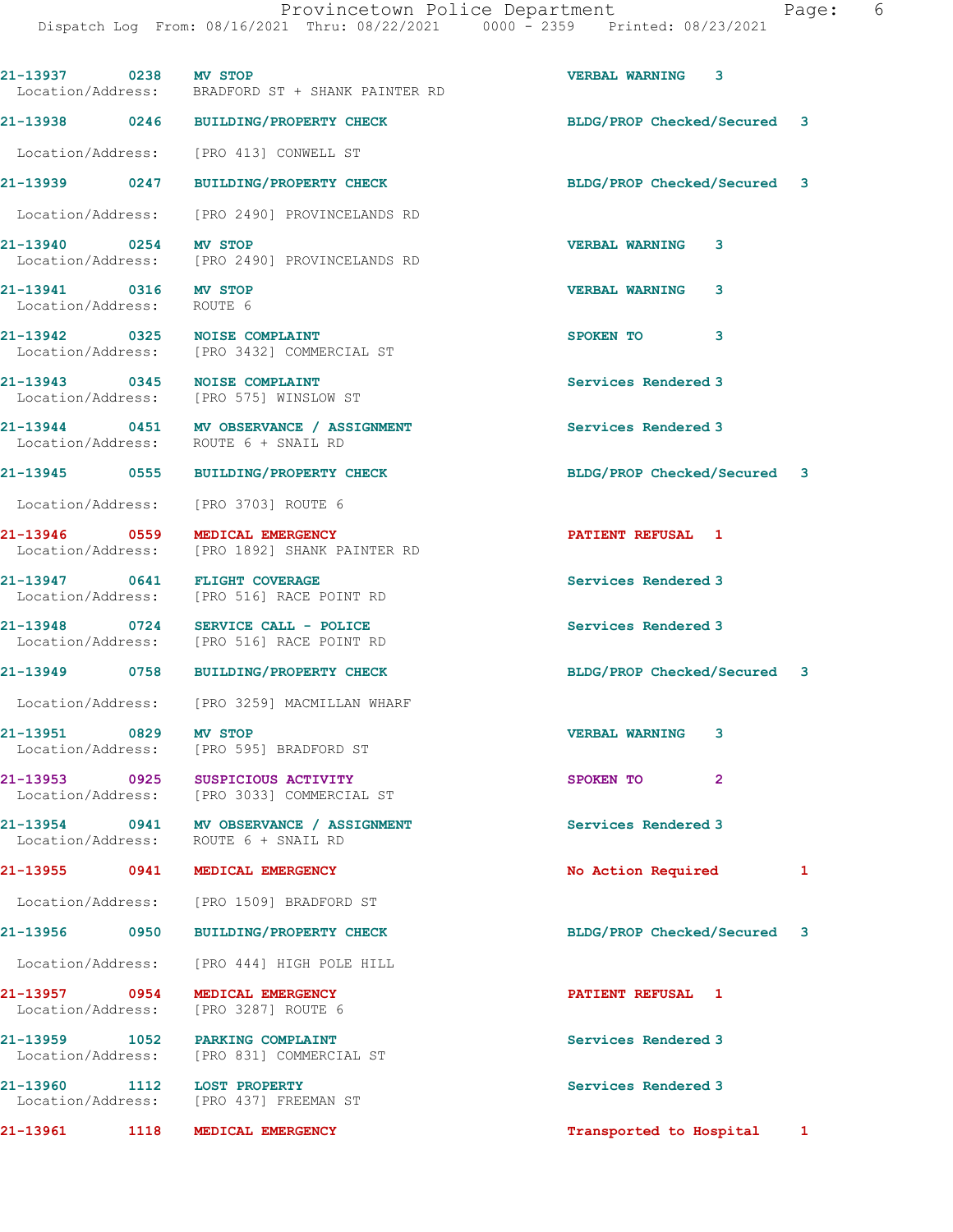| Call # | Time | Call Type | Disposition | Priority |
|---|---|---|---|---|
| 21-13937 | 0238 | MV STOP | VERBAL WARNING | 3 |
| Location/Address: | | BRADFORD ST + SHANK PAINTER RD | | |
| 21-13938 | 0246 | BUILDING/PROPERTY CHECK | BLDG/PROP Checked/Secured | 3 |
| Location/Address: | | [PRO 413] CONWELL ST | | |
| 21-13939 | 0247 | BUILDING/PROPERTY CHECK | BLDG/PROP Checked/Secured | 3 |
| Location/Address: | | [PRO 2490] PROVINCELANDS RD | | |
| 21-13940 | 0254 | MV STOP | VERBAL WARNING | 3 |
| Location/Address: | | [PRO 2490] PROVINCELANDS RD | | |
| 21-13941 | 0316 | MV STOP | VERBAL WARNING | 3 |
| Location/Address: | | ROUTE 6 | | |
| 21-13942 | 0325 | NOISE COMPLAINT | SPOKEN TO | 3 |
| Location/Address: | | [PRO 3432] COMMERCIAL ST | | |
| 21-13943 | 0345 | NOISE COMPLAINT | Services Rendered | 3 |
| Location/Address: | | [PRO 575] WINSLOW ST | | |
| 21-13944 | 0451 | MV OBSERVANCE / ASSIGNMENT | Services Rendered | 3 |
| Location/Address: | | ROUTE 6 + SNAIL RD | | |
| 21-13945 | 0555 | BUILDING/PROPERTY CHECK | BLDG/PROP Checked/Secured | 3 |
| Location/Address: | | [PRO 3703] ROUTE 6 | | |
| 21-13946 | 0559 | MEDICAL EMERGENCY | PATIENT REFUSAL | 1 |
| Location/Address: | | [PRO 1892] SHANK PAINTER RD | | |
| 21-13947 | 0641 | FLIGHT COVERAGE | Services Rendered | 3 |
| Location/Address: | | [PRO 516] RACE POINT RD | | |
| 21-13948 | 0724 | SERVICE CALL - POLICE | Services Rendered | 3 |
| Location/Address: | | [PRO 516] RACE POINT RD | | |
| 21-13949 | 0758 | BUILDING/PROPERTY CHECK | BLDG/PROP Checked/Secured | 3 |
| Location/Address: | | [PRO 3259] MACMILLAN WHARF | | |
| 21-13951 | 0829 | MV STOP | VERBAL WARNING | 3 |
| Location/Address: | | [PRO 595] BRADFORD ST | | |
| 21-13953 | 0925 | SUSPICIOUS ACTIVITY | SPOKEN TO | 2 |
| Location/Address: | | [PRO 3033] COMMERCIAL ST | | |
| 21-13954 | 0941 | MV OBSERVANCE / ASSIGNMENT | Services Rendered | 3 |
| Location/Address: | | ROUTE 6 + SNAIL RD | | |
| 21-13955 | 0941 | MEDICAL EMERGENCY | No Action Required | 1 |
| Location/Address: | | [PRO 1509] BRADFORD ST | | |
| 21-13956 | 0950 | BUILDING/PROPERTY CHECK | BLDG/PROP Checked/Secured | 3 |
| Location/Address: | | [PRO 444] HIGH POLE HILL | | |
| 21-13957 | 0954 | MEDICAL EMERGENCY | PATIENT REFUSAL | 1 |
| Location/Address: | | [PRO 3287] ROUTE 6 | | |
| 21-13959 | 1052 | PARKING COMPLAINT | Services Rendered | 3 |
| Location/Address: | | [PRO 831] COMMERCIAL ST | | |
| 21-13960 | 1112 | LOST PROPERTY | Services Rendered | 3 |
| Location/Address: | | [PRO 437] FREEMAN ST | | |
| 21-13961 | 1118 | MEDICAL EMERGENCY | Transported to Hospital | 1 |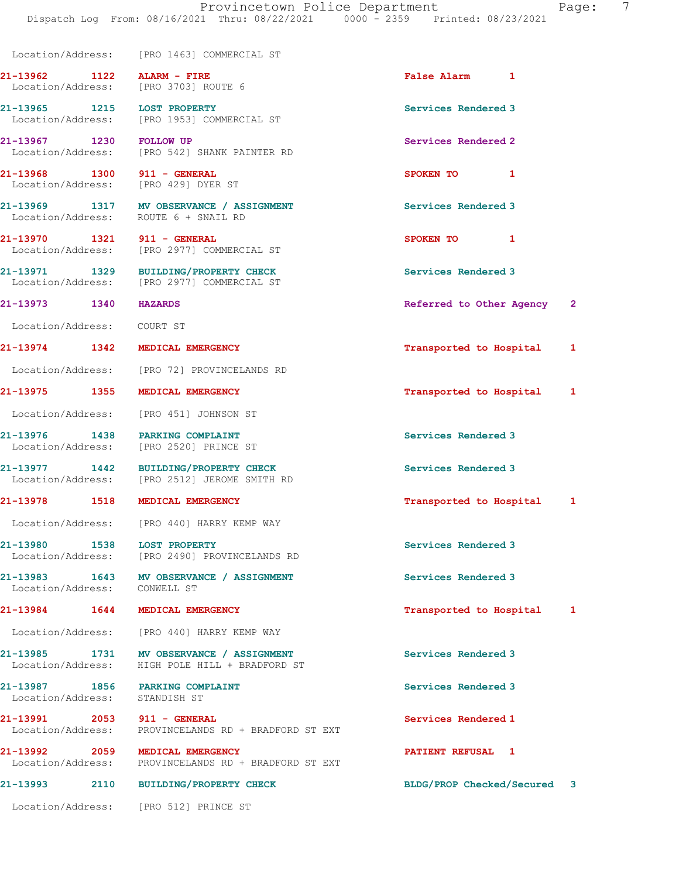Location/Address: [PRO 1463] COMMERCIAL ST

| Call Number | Time | Call Reason | Action |
|---|---|---|---|
| 21-13962 | 1122 | ALARM - FIRE | False Alarm 1 |
| Location/Address: | | [PRO 3703] ROUTE 6 | |
| 21-13965 | 1215 | LOST PROPERTY | Services Rendered 3 |
| Location/Address: | | [PRO 1953] COMMERCIAL ST | |
| 21-13967 | 1230 | FOLLOW UP | Services Rendered 2 |
| Location/Address: | | [PRO 542] SHANK PAINTER RD | |
| 21-13968 | 1300 | 911 - GENERAL | SPOKEN TO 1 |
| Location/Address: | | [PRO 429] DYER ST | |
| 21-13969 | 1317 | MV OBSERVANCE / ASSIGNMENT | Services Rendered 3 |
| Location/Address: | | ROUTE 6 + SNAIL RD | |
| 21-13970 | 1321 | 911 - GENERAL | SPOKEN TO 1 |
| Location/Address: | | [PRO 2977] COMMERCIAL ST | |
| 21-13971 | 1329 | BUILDING/PROPERTY CHECK | Services Rendered 3 |
| Location/Address: | | [PRO 2977] COMMERCIAL ST | |
| 21-13973 | 1340 | HAZARDS | Referred to Other Agency 2 |
| Location/Address: | | COURT ST | |
| 21-13974 | 1342 | MEDICAL EMERGENCY | Transported to Hospital 1 |
| Location/Address: | | [PRO 72] PROVINCELANDS RD | |
| 21-13975 | 1355 | MEDICAL EMERGENCY | Transported to Hospital 1 |
| Location/Address: | | [PRO 451] JOHNSON ST | |
| 21-13976 | 1438 | PARKING COMPLAINT | Services Rendered 3 |
| Location/Address: | | [PRO 2520] PRINCE ST | |
| 21-13977 | 1442 | BUILDING/PROPERTY CHECK | Services Rendered 3 |
| Location/Address: | | [PRO 2512] JEROME SMITH RD | |
| 21-13978 | 1518 | MEDICAL EMERGENCY | Transported to Hospital 1 |
| Location/Address: | | [PRO 440] HARRY KEMP WAY | |
| 21-13980 | 1538 | LOST PROPERTY | Services Rendered 3 |
| Location/Address: | | [PRO 2490] PROVINCELANDS RD | |
| 21-13983 | 1643 | MV OBSERVANCE / ASSIGNMENT | Services Rendered 3 |
| Location/Address: | | CONWELL ST | |
| 21-13984 | 1644 | MEDICAL EMERGENCY | Transported to Hospital 1 |
| Location/Address: | | [PRO 440] HARRY KEMP WAY | |
| 21-13985 | 1731 | MV OBSERVANCE / ASSIGNMENT | Services Rendered 3 |
| Location/Address: | | HIGH POLE HILL + BRADFORD ST | |
| 21-13987 | 1856 | PARKING COMPLAINT | Services Rendered 3 |
| Location/Address: | | STANDISH ST | |
| 21-13991 | 2053 | 911 - GENERAL | Services Rendered 1 |
| Location/Address: | | PROVINCELANDS RD + BRADFORD ST EXT | |
| 21-13992 | 2059 | MEDICAL EMERGENCY | PATIENT REFUSAL 1 |
| Location/Address: | | PROVINCELANDS RD + BRADFORD ST EXT | |
| 21-13993 | 2110 | BUILDING/PROPERTY CHECK | BLDG/PROP Checked/Secured 3 |
| Location/Address: | | [PRO 512] PRINCE ST | |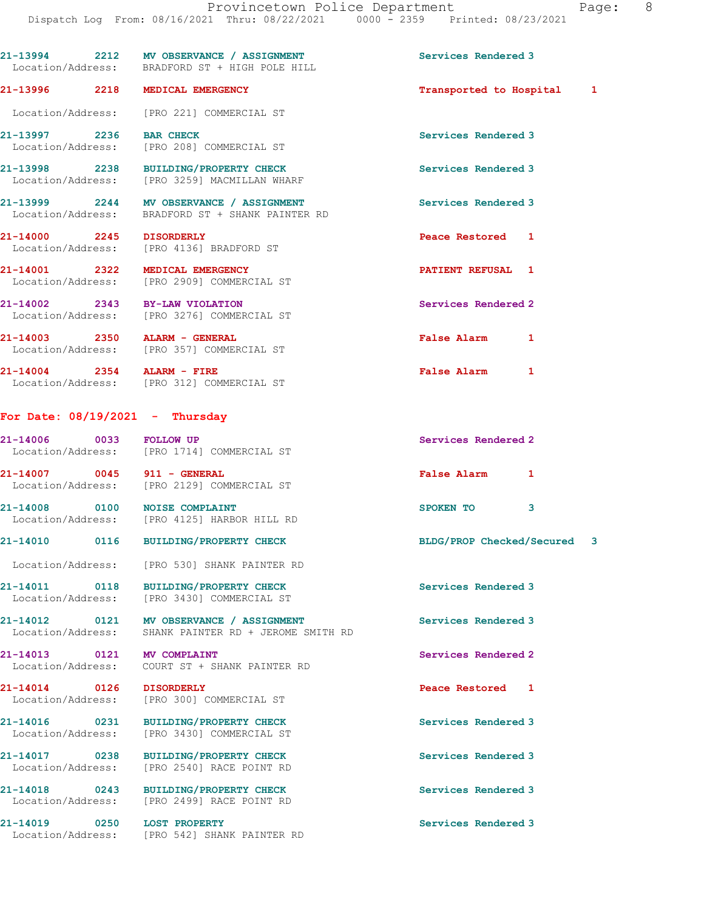21-13994 2212 MV OBSERVANCE / ASSIGNMENT Services Rendered 3
Location/Address: BRADFORD ST + HIGH POLE HILL

21-13996 2218 MEDICAL EMERGENCY Transported to Hospital 1
Location/Address: [PRO 221] COMMERCIAL ST

21-13997 2236 BAR CHECK Services Rendered 3
Location/Address: [PRO 208] COMMERCIAL ST

21-13998 2238 BUILDING/PROPERTY CHECK Services Rendered 3
Location/Address: [PRO 3259] MACMILLAN WHARF

21-13999 2244 MV OBSERVANCE / ASSIGNMENT Services Rendered 3
Location/Address: BRADFORD ST + SHANK PAINTER RD

21-14000 2245 DISORDERLY Peace Restored 1
Location/Address: [PRO 4136] BRADFORD ST

21-14001 2322 MEDICAL EMERGENCY PATIENT REFUSAL 1
Location/Address: [PRO 2909] COMMERCIAL ST

21-14002 2343 BY-LAW VIOLATION Services Rendered 2
Location/Address: [PRO 3276] COMMERCIAL ST

21-14003 2350 ALARM - GENERAL False Alarm 1
Location/Address: [PRO 357] COMMERCIAL ST

21-14004 2354 ALARM - FIRE False Alarm 1
Location/Address: [PRO 312] COMMERCIAL ST

## For Date: 08/19/2021 - Thursday

21-14006 0033 FOLLOW UP Services Rendered 2
Location/Address: [PRO 1714] COMMERCIAL ST

21-14007 0045 911 - GENERAL False Alarm 1
Location/Address: [PRO 2129] COMMERCIAL ST

21-14008 0100 NOISE COMPLAINT SPOKEN TO 3
Location/Address: [PRO 4125] HARBOR HILL RD

21-14010 0116 BUILDING/PROPERTY CHECK BLDG/PROP Checked/Secured 3
Location/Address: [PRO 530] SHANK PAINTER RD

21-14011 0118 BUILDING/PROPERTY CHECK Services Rendered 3
Location/Address: [PRO 3430] COMMERCIAL ST

21-14012 0121 MV OBSERVANCE / ASSIGNMENT Services Rendered 3
Location/Address: SHANK PAINTER RD + JEROME SMITH RD

21-14013 0121 MV COMPLAINT Services Rendered 2
Location/Address: COURT ST + SHANK PAINTER RD

21-14014 0126 DISORDERLY Peace Restored 1
Location/Address: [PRO 300] COMMERCIAL ST

21-14016 0231 BUILDING/PROPERTY CHECK Services Rendered 3
Location/Address: [PRO 3430] COMMERCIAL ST

21-14017 0238 BUILDING/PROPERTY CHECK Services Rendered 3
Location/Address: [PRO 2540] RACE POINT RD

21-14018 0243 BUILDING/PROPERTY CHECK Services Rendered 3
Location/Address: [PRO 2499] RACE POINT RD

21-14019 0250 LOST PROPERTY Services Rendered 3
Location/Address: [PRO 542] SHANK PAINTER RD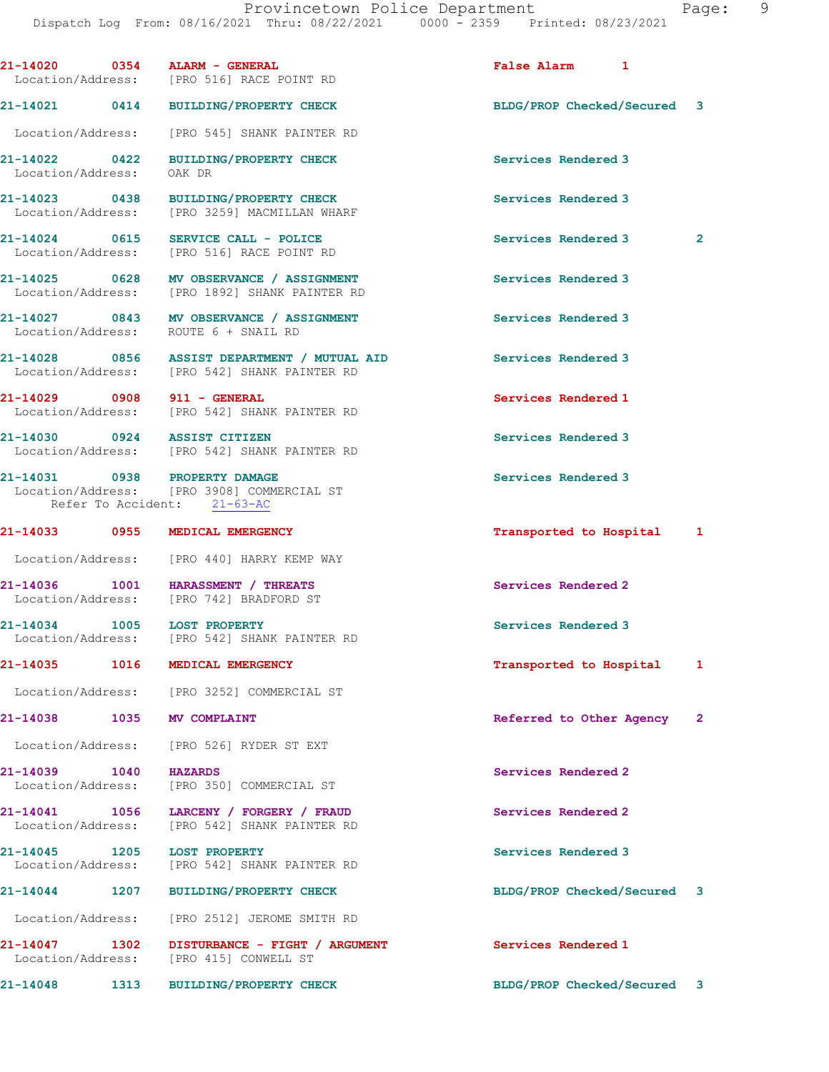21-14020 0354 ALARM - GENERAL False Alarm 1
Location/Address: [PRO 516] RACE POINT RD

21-14021 0414 BUILDING/PROPERTY CHECK BLDG/PROP Checked/Secured 3
Location/Address: [PRO 545] SHANK PAINTER RD

21-14022 0422 BUILDING/PROPERTY CHECK Services Rendered 3
Location/Address: OAK DR

21-14023 0438 BUILDING/PROPERTY CHECK Services Rendered 3
Location/Address: [PRO 3259] MACMILLAN WHARF

21-14024 0615 SERVICE CALL - POLICE Services Rendered 3 2
Location/Address: [PRO 516] RACE POINT RD

21-14025 0628 MV OBSERVANCE / ASSIGNMENT Services Rendered 3
Location/Address: [PRO 1892] SHANK PAINTER RD

21-14027 0843 MV OBSERVANCE / ASSIGNMENT Services Rendered 3
Location/Address: ROUTE 6 + SNAIL RD

21-14028 0856 ASSIST DEPARTMENT / MUTUAL AID Services Rendered 3
Location/Address: [PRO 542] SHANK PAINTER RD

21-14029 0908 911 - GENERAL Services Rendered 1
Location/Address: [PRO 542] SHANK PAINTER RD

21-14030 0924 ASSIST CITIZEN Services Rendered 3
Location/Address: [PRO 542] SHANK PAINTER RD

21-14031 0938 PROPERTY DAMAGE Services Rendered 3
Location/Address: [PRO 3908] COMMERCIAL ST
Refer To Accident: 21-63-AC

21-14033 0955 MEDICAL EMERGENCY Transported to Hospital 1
Location/Address: [PRO 440] HARRY KEMP WAY

21-14036 1001 HARASSMENT / THREATS Services Rendered 2
Location/Address: [PRO 742] BRADFORD ST

21-14034 1005 LOST PROPERTY Services Rendered 3
Location/Address: [PRO 542] SHANK PAINTER RD

21-14035 1016 MEDICAL EMERGENCY Transported to Hospital 1
Location/Address: [PRO 3252] COMMERCIAL ST

21-14038 1035 MV COMPLAINT Referred to Other Agency 2
Location/Address: [PRO 526] RYDER ST EXT

21-14039 1040 HAZARDS Services Rendered 2
Location/Address: [PRO 350] COMMERCIAL ST

21-14041 1056 LARCENY / FORGERY / FRAUD Services Rendered 2
Location/Address: [PRO 542] SHANK PAINTER RD

21-14045 1205 LOST PROPERTY Services Rendered 3
Location/Address: [PRO 542] SHANK PAINTER RD

21-14044 1207 BUILDING/PROPERTY CHECK BLDG/PROP Checked/Secured 3
Location/Address: [PRO 2512] JEROME SMITH RD

21-14047 1302 DISTURBANCE - FIGHT / ARGUMENT Services Rendered 1
Location/Address: [PRO 415] CONWELL ST

21-14048 1313 BUILDING/PROPERTY CHECK BLDG/PROP Checked/Secured 3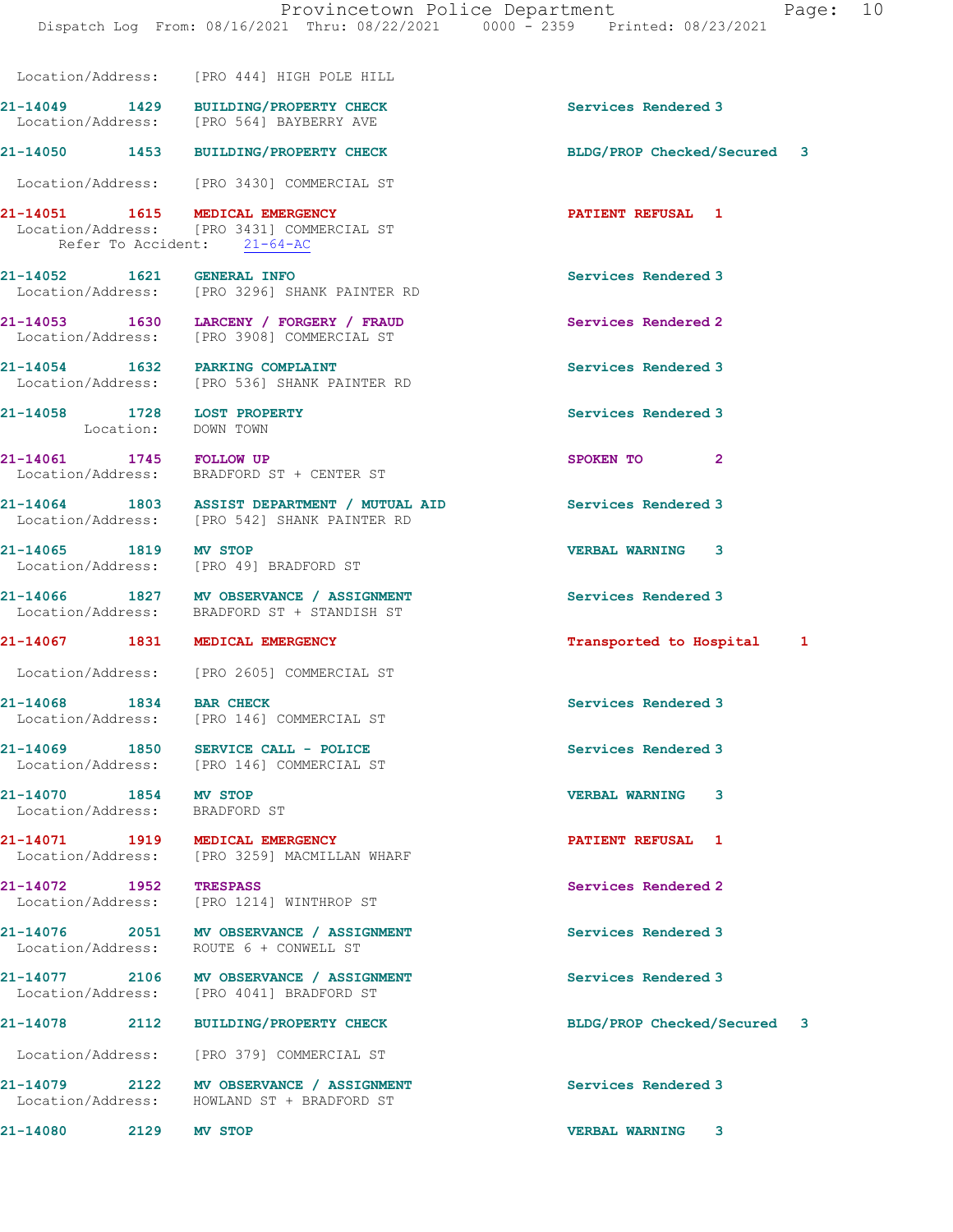Location/Address: [PRO 444] HIGH POLE HILL

**21-14049 1429 BUILDING/PROPERTY CHECK** — Services Rendered 3
Location/Address: [PRO 564] BAYBERRY AVE

**21-14050 1453 BUILDING/PROPERTY CHECK** — BLDG/PROP Checked/Secured 3
Location/Address: [PRO 3430] COMMERCIAL ST

**21-14051 1615 MEDICAL EMERGENCY** — PATIENT REFUSAL 1
Location/Address: [PRO 3431] COMMERCIAL ST
Refer To Accident: 21-64-AC

**21-14052 1621 GENERAL INFO** — Services Rendered 3
Location/Address: [PRO 3296] SHANK PAINTER RD

**21-14053 1630 LARCENY / FORGERY / FRAUD** — Services Rendered 2
Location/Address: [PRO 3908] COMMERCIAL ST

**21-14054 1632 PARKING COMPLAINT** — Services Rendered 3
Location/Address: [PRO 536] SHANK PAINTER RD

**21-14058 1728 LOST PROPERTY** — Services Rendered 3
Location: DOWN TOWN

**21-14061 1745 FOLLOW UP** — SPOKEN TO 2
Location/Address: BRADFORD ST + CENTER ST

**21-14064 1803 ASSIST DEPARTMENT / MUTUAL AID** — Services Rendered 3
Location/Address: [PRO 542] SHANK PAINTER RD

**21-14065 1819 MV STOP** — VERBAL WARNING 3
Location/Address: [PRO 49] BRADFORD ST

**21-14066 1827 MV OBSERVANCE / ASSIGNMENT** — Services Rendered 3
Location/Address: BRADFORD ST + STANDISH ST

**21-14067 1831 MEDICAL EMERGENCY** — Transported to Hospital 1
Location/Address: [PRO 2605] COMMERCIAL ST

**21-14068 1834 BAR CHECK** — Services Rendered 3
Location/Address: [PRO 146] COMMERCIAL ST

**21-14069 1850 SERVICE CALL - POLICE** — Services Rendered 3
Location/Address: [PRO 146] COMMERCIAL ST

**21-14070 1854 MV STOP** — VERBAL WARNING 3
Location/Address: BRADFORD ST

**21-14071 1919 MEDICAL EMERGENCY** — PATIENT REFUSAL 1
Location/Address: [PRO 3259] MACMILLAN WHARF

**21-14072 1952 TRESPASS** — Services Rendered 2
Location/Address: [PRO 1214] WINTHROP ST

**21-14076 2051 MV OBSERVANCE / ASSIGNMENT** — Services Rendered 3
Location/Address: ROUTE 6 + CONWELL ST

**21-14077 2106 MV OBSERVANCE / ASSIGNMENT** — Services Rendered 3
Location/Address: [PRO 4041] BRADFORD ST

**21-14078 2112 BUILDING/PROPERTY CHECK** — BLDG/PROP Checked/Secured 3
Location/Address: [PRO 379] COMMERCIAL ST

**21-14079 2122 MV OBSERVANCE / ASSIGNMENT** — Services Rendered 3
Location/Address: HOWLAND ST + BRADFORD ST

**21-14080 2129 MV STOP** — VERBAL WARNING 3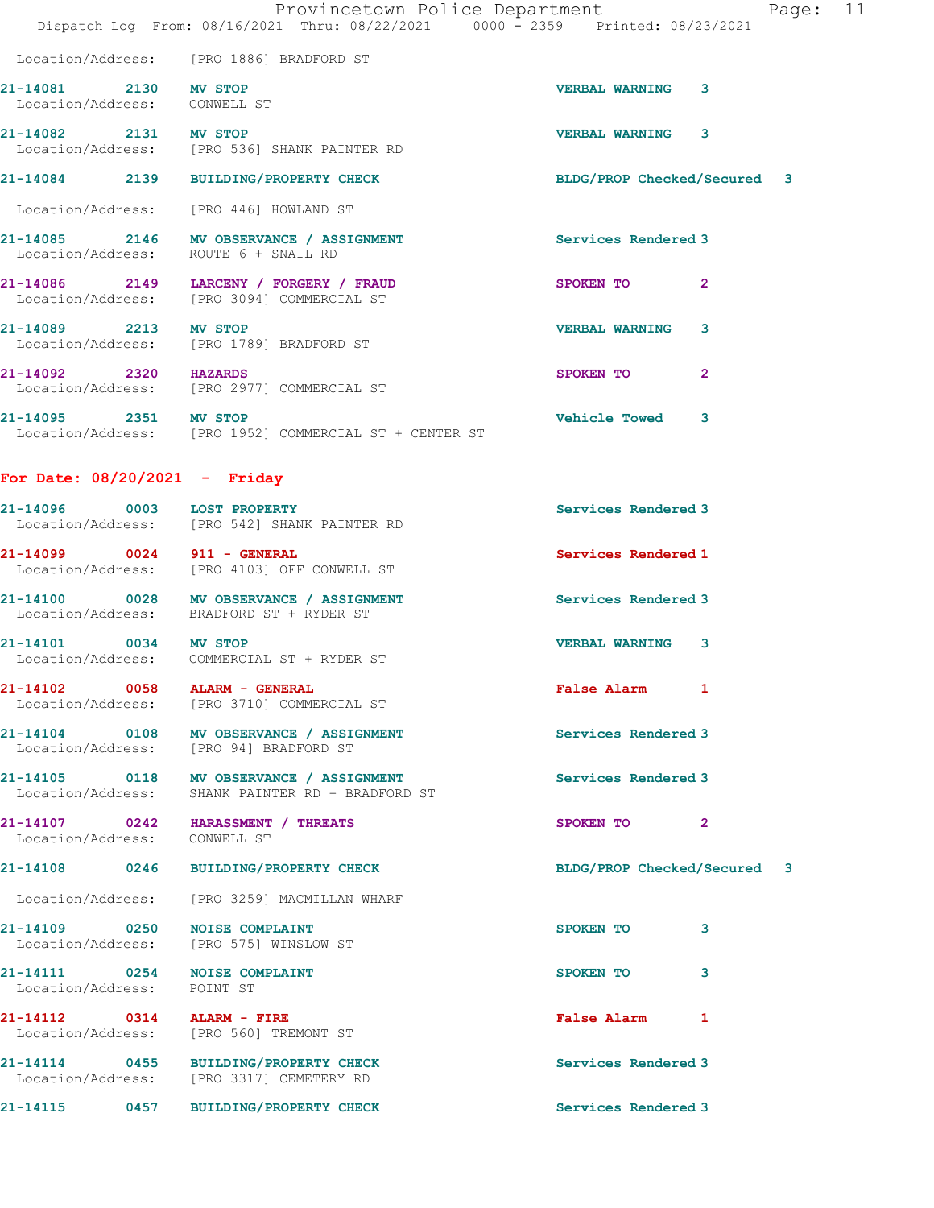Location/Address: [PRO 1886] BRADFORD ST

21-14081 2130 MV STOP VERBAL WARNING 3
Location/Address: CONWELL ST

21-14082 2131 MV STOP VERBAL WARNING 3
Location/Address: [PRO 536] SHANK PAINTER RD

21-14084 2139 BUILDING/PROPERTY CHECK BLDG/PROP Checked/Secured 3
Location/Address: [PRO 446] HOWLAND ST

21-14085 2146 MV OBSERVANCE / ASSIGNMENT Services Rendered 3
Location/Address: ROUTE 6 + SNAIL RD

21-14086 2149 LARCENY / FORGERY / FRAUD SPOKEN TO 2
Location/Address: [PRO 3094] COMMERCIAL ST

21-14089 2213 MV STOP VERBAL WARNING 3
Location/Address: [PRO 1789] BRADFORD ST

21-14092 2320 HAZARDS SPOKEN TO 2
Location/Address: [PRO 2977] COMMERCIAL ST

21-14095 2351 MV STOP Vehicle Towed 3
Location/Address: [PRO 1952] COMMERCIAL ST + CENTER ST

## For Date: 08/20/2021 - Friday

21-14096 0003 LOST PROPERTY Services Rendered 3
Location/Address: [PRO 542] SHANK PAINTER RD

21-14099 0024 911 - GENERAL Services Rendered 1
Location/Address: [PRO 4103] OFF CONWELL ST

21-14100 0028 MV OBSERVANCE / ASSIGNMENT Services Rendered 3
Location/Address: BRADFORD ST + RYDER ST

21-14101 0034 MV STOP VERBAL WARNING 3
Location/Address: COMMERCIAL ST + RYDER ST

21-14102 0058 ALARM - GENERAL False Alarm 1
Location/Address: [PRO 3710] COMMERCIAL ST

21-14104 0108 MV OBSERVANCE / ASSIGNMENT Services Rendered 3
Location/Address: [PRO 94] BRADFORD ST

21-14105 0118 MV OBSERVANCE / ASSIGNMENT Services Rendered 3
Location/Address: SHANK PAINTER RD + BRADFORD ST

21-14107 0242 HARASSMENT / THREATS SPOKEN TO 2
Location/Address: CONWELL ST

21-14108 0246 BUILDING/PROPERTY CHECK BLDG/PROP Checked/Secured 3
Location/Address: [PRO 3259] MACMILLAN WHARF

21-14109 0250 NOISE COMPLAINT SPOKEN TO 3
Location/Address: [PRO 575] WINSLOW ST

21-14111 0254 NOISE COMPLAINT SPOKEN TO 3
Location/Address: POINT ST

21-14112 0314 ALARM - FIRE False Alarm 1
Location/Address: [PRO 560] TREMONT ST

21-14114 0455 BUILDING/PROPERTY CHECK Services Rendered 3
Location/Address: [PRO 3317] CEMETERY RD

21-14115 0457 BUILDING/PROPERTY CHECK Services Rendered 3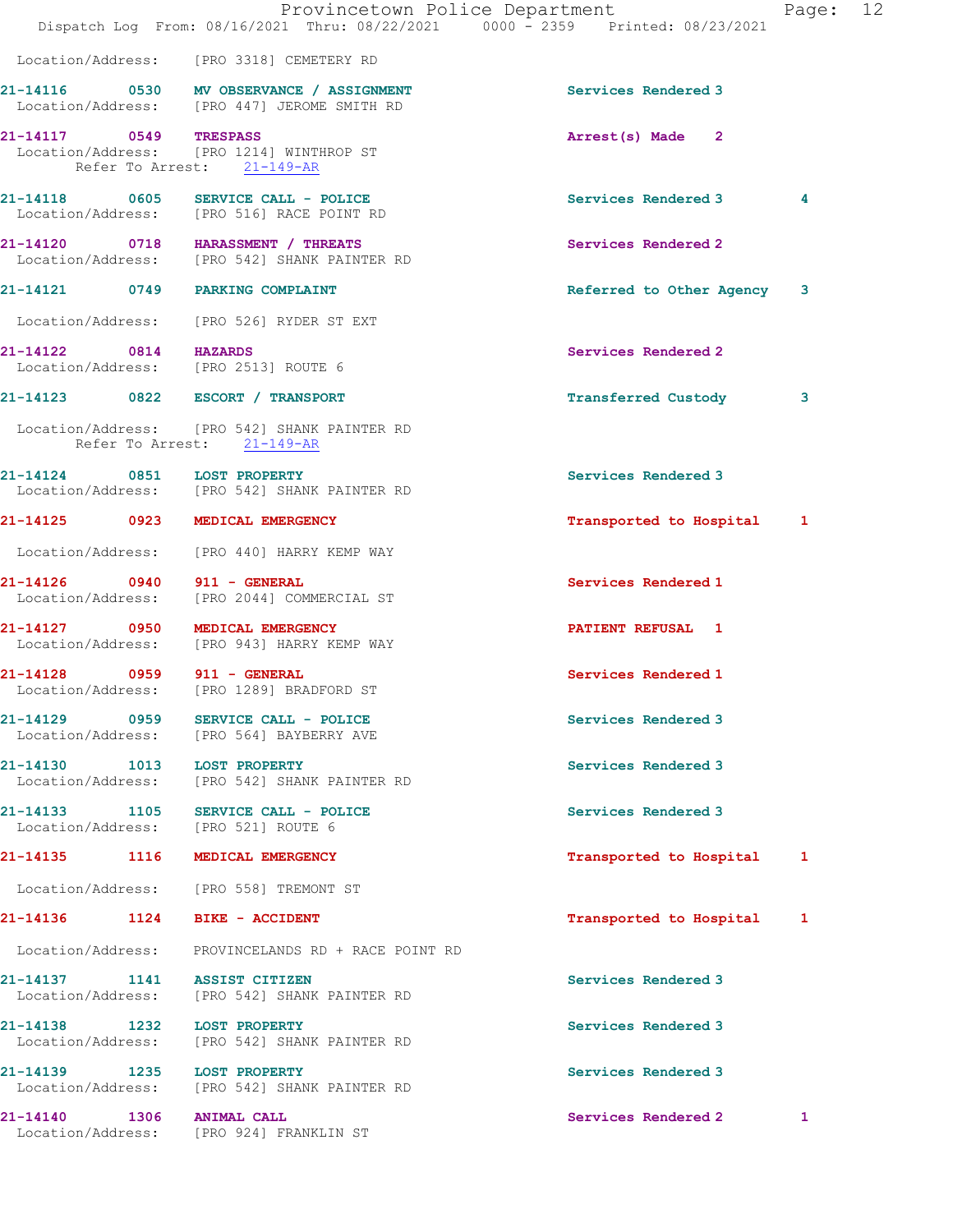Location/Address: [PRO 3318] CEMETERY RD

| Call Number | Time | Call Type | Disposition | Priority | Units |
|---|---|---|---|---|---|
| 21-14116 | 0530 | MV OBSERVANCE / ASSIGNMENT | Services Rendered | 3 | |

Location/Address: [PRO 447] JEROME SMITH RD

**21-14117 0549 TRESPASS** — Arrest(s) Made 2
Location/Address: [PRO 1214] WINTHROP ST
Refer To Arrest: 21-149-AR

**21-14118 0605 SERVICE CALL - POLICE** — Services Rendered 3 4
Location/Address: [PRO 516] RACE POINT RD

**21-14120 0718 HARASSMENT / THREATS** — Services Rendered 2
Location/Address: [PRO 542] SHANK PAINTER RD

**21-14121 0749 PARKING COMPLAINT** — Referred to Other Agency 3
Location/Address: [PRO 526] RYDER ST EXT

**21-14122 0814 HAZARDS** — Services Rendered 2
Location/Address: [PRO 2513] ROUTE 6

**21-14123 0822 ESCORT / TRANSPORT** — Transferred Custody 3
Location/Address: [PRO 542] SHANK PAINTER RD
Refer To Arrest: 21-149-AR

**21-14124 0851 LOST PROPERTY** — Services Rendered 3
Location/Address: [PRO 542] SHANK PAINTER RD

**21-14125 0923 MEDICAL EMERGENCY** — Transported to Hospital 1
Location/Address: [PRO 440] HARRY KEMP WAY

**21-14126 0940 911 - GENERAL** — Services Rendered 1
Location/Address: [PRO 2044] COMMERCIAL ST

**21-14127 0950 MEDICAL EMERGENCY** — PATIENT REFUSAL 1
Location/Address: [PRO 943] HARRY KEMP WAY

**21-14128 0959 911 - GENERAL** — Services Rendered 1
Location/Address: [PRO 1289] BRADFORD ST

**21-14129 0959 SERVICE CALL - POLICE** — Services Rendered 3
Location/Address: [PRO 564] BAYBERRY AVE

**21-14130 1013 LOST PROPERTY** — Services Rendered 3
Location/Address: [PRO 542] SHANK PAINTER RD

**21-14133 1105 SERVICE CALL - POLICE** — Services Rendered 3
Location/Address: [PRO 521] ROUTE 6

**21-14135 1116 MEDICAL EMERGENCY** — Transported to Hospital 1
Location/Address: [PRO 558] TREMONT ST

**21-14136 1124 BIKE - ACCIDENT** — Transported to Hospital 1
Location/Address: PROVINCELANDS RD + RACE POINT RD

**21-14137 1141 ASSIST CITIZEN** — Services Rendered 3
Location/Address: [PRO 542] SHANK PAINTER RD

**21-14138 1232 LOST PROPERTY** — Services Rendered 3
Location/Address: [PRO 542] SHANK PAINTER RD

**21-14139 1235 LOST PROPERTY** — Services Rendered 3
Location/Address: [PRO 542] SHANK PAINTER RD

**21-14140 1306 ANIMAL CALL** — Services Rendered 2 1
Location/Address: [PRO 924] FRANKLIN ST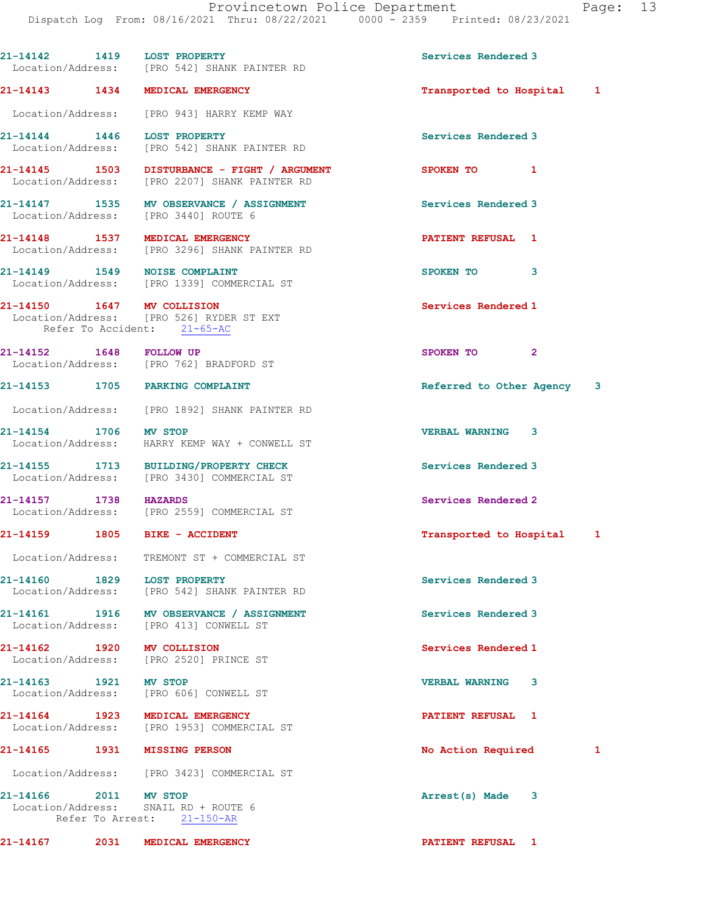21-14142 1419 LOST PROPERTY Services Rendered 3
Location/Address: [PRO 542] SHANK PAINTER RD

21-14143 1434 MEDICAL EMERGENCY Transported to Hospital 1
Location/Address: [PRO 943] HARRY KEMP WAY

21-14144 1446 LOST PROPERTY Services Rendered 3
Location/Address: [PRO 542] SHANK PAINTER RD

21-14145 1503 DISTURBANCE - FIGHT / ARGUMENT SPOKEN TO 1
Location/Address: [PRO 2207] SHANK PAINTER RD

21-14147 1535 MV OBSERVANCE / ASSIGNMENT Services Rendered 3
Location/Address: [PRO 3440] ROUTE 6

21-14148 1537 MEDICAL EMERGENCY PATIENT REFUSAL 1
Location/Address: [PRO 3296] SHANK PAINTER RD

21-14149 1549 NOISE COMPLAINT SPOKEN TO 3
Location/Address: [PRO 1339] COMMERCIAL ST

21-14150 1647 MV COLLISION Services Rendered 1
Location/Address: [PRO 526] RYDER ST EXT
Refer To Accident: 21-65-AC

21-14152 1648 FOLLOW UP SPOKEN TO 2
Location/Address: [PRO 762] BRADFORD ST

21-14153 1705 PARKING COMPLAINT Referred to Other Agency 3
Location/Address: [PRO 1892] SHANK PAINTER RD

21-14154 1706 MV STOP VERBAL WARNING 3
Location/Address: HARRY KEMP WAY + CONWELL ST

21-14155 1713 BUILDING/PROPERTY CHECK Services Rendered 3
Location/Address: [PRO 3430] COMMERCIAL ST

21-14157 1738 HAZARDS Services Rendered 2
Location/Address: [PRO 2559] COMMERCIAL ST

21-14159 1805 BIKE - ACCIDENT Transported to Hospital 1
Location/Address: TREMONT ST + COMMERCIAL ST

21-14160 1829 LOST PROPERTY Services Rendered 3
Location/Address: [PRO 542] SHANK PAINTER RD

21-14161 1916 MV OBSERVANCE / ASSIGNMENT Services Rendered 3
Location/Address: [PRO 413] CONWELL ST

21-14162 1920 MV COLLISION Services Rendered 1
Location/Address: [PRO 2520] PRINCE ST

21-14163 1921 MV STOP VERBAL WARNING 3
Location/Address: [PRO 606] CONWELL ST

21-14164 1923 MEDICAL EMERGENCY PATIENT REFUSAL 1
Location/Address: [PRO 1953] COMMERCIAL ST

21-14165 1931 MISSING PERSON No Action Required 1
Location/Address: [PRO 3423] COMMERCIAL ST

21-14166 2011 MV STOP Arrest(s) Made 3
Location/Address: SNAIL RD + ROUTE 6
Refer To Arrest: 21-150-AR

21-14167 2031 MEDICAL EMERGENCY PATIENT REFUSAL 1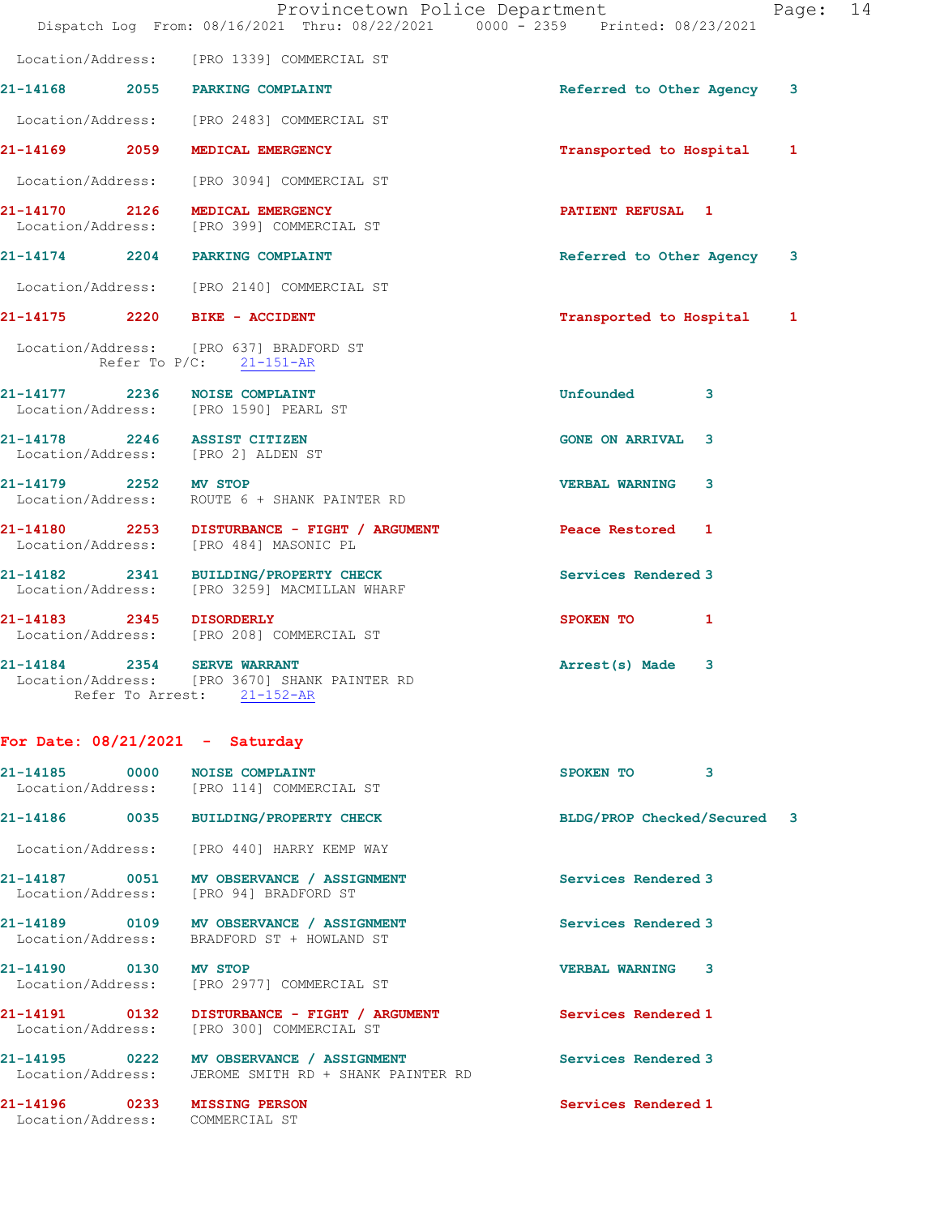Location/Address: [PRO 1339] COMMERCIAL ST

**21-14168** 2055 PARKING COMPLAINT Referred to Other Agency 3
Location/Address: [PRO 2483] COMMERCIAL ST

**21-14169** 2059 MEDICAL EMERGENCY Transported to Hospital 1
Location/Address: [PRO 3094] COMMERCIAL ST

**21-14170** 2126 MEDICAL EMERGENCY PATIENT REFUSAL 1
Location/Address: [PRO 399] COMMERCIAL ST

**21-14174** 2204 PARKING COMPLAINT Referred to Other Agency 3
Location/Address: [PRO 2140] COMMERCIAL ST

**21-14175** 2220 BIKE - ACCIDENT Transported to Hospital 1
Location/Address: [PRO 637] BRADFORD ST
Refer To P/C: 21-151-AR

**21-14177** 2236 NOISE COMPLAINT Unfounded 3
Location/Address: [PRO 1590] PEARL ST

**21-14178** 2246 ASSIST CITIZEN GONE ON ARRIVAL 3
Location/Address: [PRO 2] ALDEN ST

**21-14179** 2252 MV STOP VERBAL WARNING 3
Location/Address: ROUTE 6 + SHANK PAINTER RD

**21-14180** 2253 DISTURBANCE - FIGHT / ARGUMENT Peace Restored 1
Location/Address: [PRO 484] MASONIC PL

**21-14182** 2341 BUILDING/PROPERTY CHECK Services Rendered 3
Location/Address: [PRO 3259] MACMILLAN WHARF

**21-14183** 2345 DISORDERLY SPOKEN TO 1
Location/Address: [PRO 208] COMMERCIAL ST

**21-14184** 2354 SERVE WARRANT Arrest(s) Made 3
Location/Address: [PRO 3670] SHANK PAINTER RD
Refer To Arrest: 21-152-AR

## For Date: 08/21/2021 - Saturday

**21-14185** 0000 NOISE COMPLAINT SPOKEN TO 3
Location/Address: [PRO 114] COMMERCIAL ST

**21-14186** 0035 BUILDING/PROPERTY CHECK BLDG/PROP Checked/Secured 3
Location/Address: [PRO 440] HARRY KEMP WAY

**21-14187** 0051 MV OBSERVANCE / ASSIGNMENT Services Rendered 3
Location/Address: [PRO 94] BRADFORD ST

**21-14189** 0109 MV OBSERVANCE / ASSIGNMENT Services Rendered 3
Location/Address: BRADFORD ST + HOWLAND ST

**21-14190** 0130 MV STOP VERBAL WARNING 3
Location/Address: [PRO 2977] COMMERCIAL ST

**21-14191** 0132 DISTURBANCE - FIGHT / ARGUMENT Services Rendered 1
Location/Address: [PRO 300] COMMERCIAL ST

**21-14195** 0222 MV OBSERVANCE / ASSIGNMENT Services Rendered 3
Location/Address: JEROME SMITH RD + SHANK PAINTER RD

**21-14196** 0233 MISSING PERSON Services Rendered 1
Location/Address: COMMERCIAL ST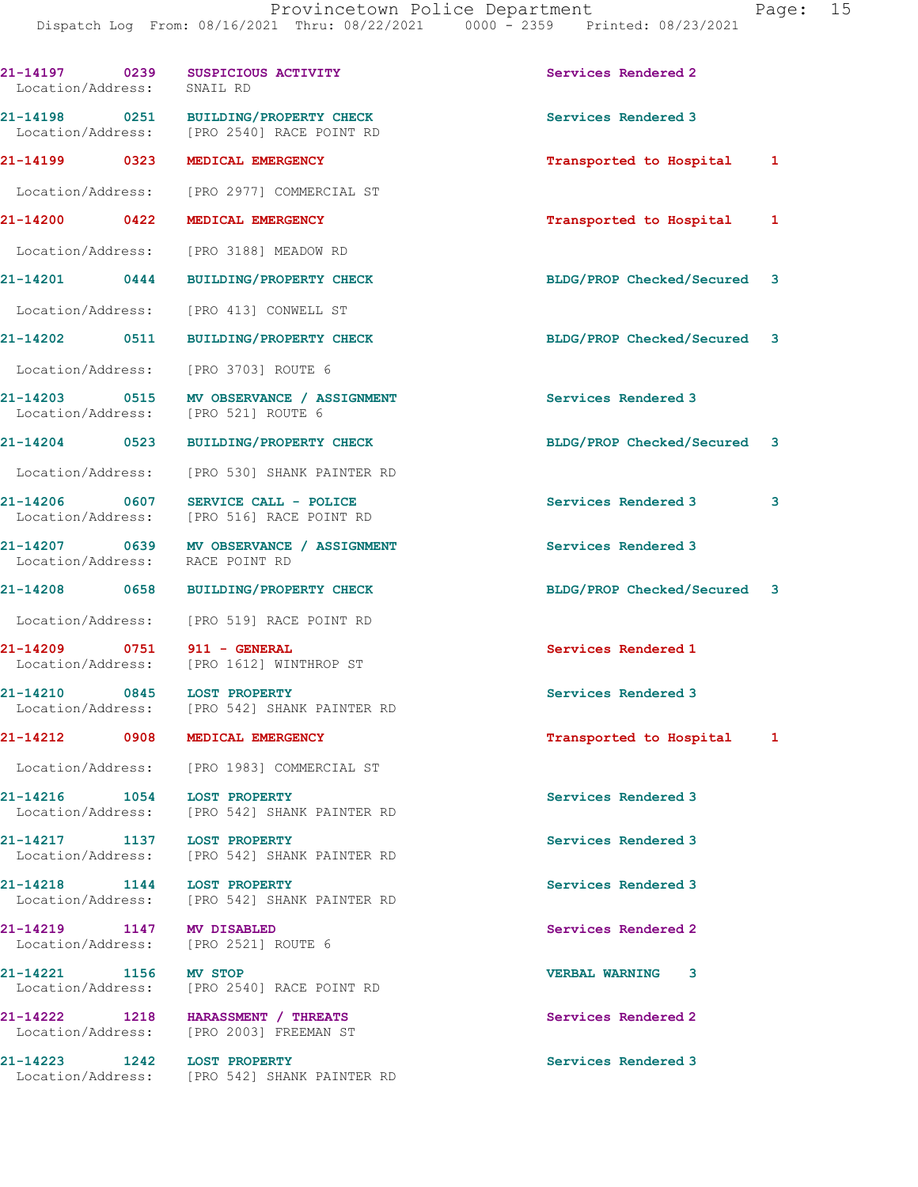| Call Number | Time | Call Reason | Action | Priority |
|---|---|---|---|---|
| 21-14197 | 0239 | SUSPICIOUS ACTIVITY | Services Rendered | 2 |
| Location/Address: | | SNAIL RD | | |
| 21-14198 | 0251 | BUILDING/PROPERTY CHECK | Services Rendered | 3 |
| Location/Address: | | [PRO 2540] RACE POINT RD | | |
| 21-14199 | 0323 | MEDICAL EMERGENCY | Transported to Hospital | 1 |
| Location/Address: | | [PRO 2977] COMMERCIAL ST | | |
| 21-14200 | 0422 | MEDICAL EMERGENCY | Transported to Hospital | 1 |
| Location/Address: | | [PRO 3188] MEADOW RD | | |
| 21-14201 | 0444 | BUILDING/PROPERTY CHECK | BLDG/PROP Checked/Secured | 3 |
| Location/Address: | | [PRO 413] CONWELL ST | | |
| 21-14202 | 0511 | BUILDING/PROPERTY CHECK | BLDG/PROP Checked/Secured | 3 |
| Location/Address: | | [PRO 3703] ROUTE 6 | | |
| 21-14203 | 0515 | MV OBSERVANCE / ASSIGNMENT | Services Rendered | 3 |
| Location/Address: | | [PRO 521] ROUTE 6 | | |
| 21-14204 | 0523 | BUILDING/PROPERTY CHECK | BLDG/PROP Checked/Secured | 3 |
| Location/Address: | | [PRO 530] SHANK PAINTER RD | | |
| 21-14206 | 0607 | SERVICE CALL - POLICE | Services Rendered 3 | 3 |
| Location/Address: | | [PRO 516] RACE POINT RD | | |
| 21-14207 | 0639 | MV OBSERVANCE / ASSIGNMENT | Services Rendered | 3 |
| Location/Address: | | RACE POINT RD | | |
| 21-14208 | 0658 | BUILDING/PROPERTY CHECK | BLDG/PROP Checked/Secured | 3 |
| Location/Address: | | [PRO 519] RACE POINT RD | | |
| 21-14209 | 0751 | 911 - GENERAL | Services Rendered | 1 |
| Location/Address: | | [PRO 1612] WINTHROP ST | | |
| 21-14210 | 0845 | LOST PROPERTY | Services Rendered | 3 |
| Location/Address: | | [PRO 542] SHANK PAINTER RD | | |
| 21-14212 | 0908 | MEDICAL EMERGENCY | Transported to Hospital | 1 |
| Location/Address: | | [PRO 1983] COMMERCIAL ST | | |
| 21-14216 | 1054 | LOST PROPERTY | Services Rendered | 3 |
| Location/Address: | | [PRO 542] SHANK PAINTER RD | | |
| 21-14217 | 1137 | LOST PROPERTY | Services Rendered | 3 |
| Location/Address: | | [PRO 542] SHANK PAINTER RD | | |
| 21-14218 | 1144 | LOST PROPERTY | Services Rendered | 3 |
| Location/Address: | | [PRO 542] SHANK PAINTER RD | | |
| 21-14219 | 1147 | MV DISABLED | Services Rendered | 2 |
| Location/Address: | | [PRO 2521] ROUTE 6 | | |
| 21-14221 | 1156 | MV STOP | VERBAL WARNING | 3 |
| Location/Address: | | [PRO 2540] RACE POINT RD | | |
| 21-14222 | 1218 | HARASSMENT / THREATS | Services Rendered | 2 |
| Location/Address: | | [PRO 2003] FREEMAN ST | | |
| 21-14223 | 1242 | LOST PROPERTY | Services Rendered | 3 |
| Location/Address: | | [PRO 542] SHANK PAINTER RD | | |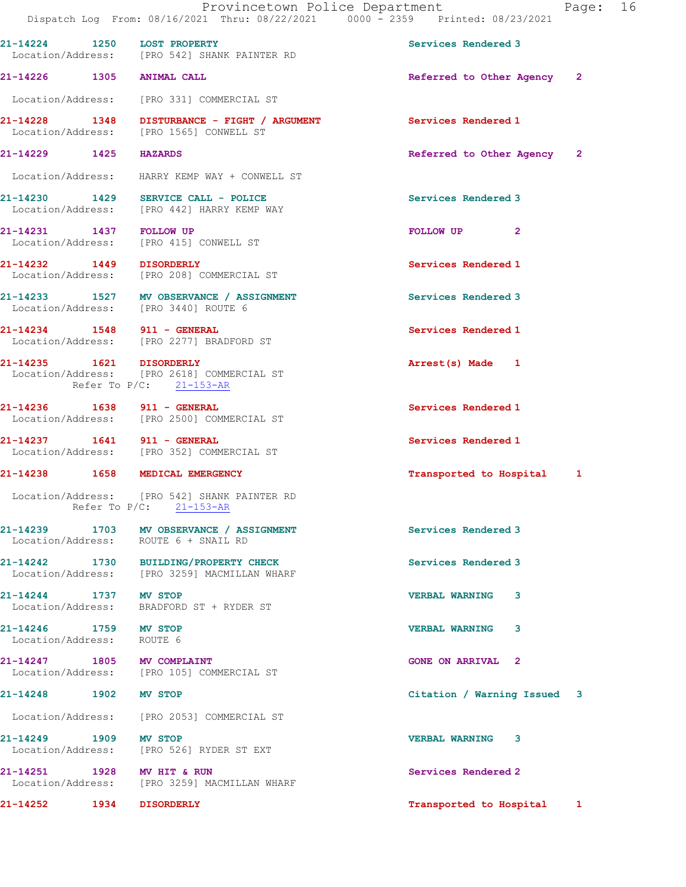21-14224 1250 LOST PROPERTY Services Rendered 3
Location/Address: [PRO 542] SHANK PAINTER RD

21-14226 1305 ANIMAL CALL Referred to Other Agency 2
Location/Address: [PRO 331] COMMERCIAL ST

21-14228 1348 DISTURBANCE - FIGHT / ARGUMENT Services Rendered 1
Location/Address: [PRO 1565] CONWELL ST

21-14229 1425 HAZARDS Referred to Other Agency 2
Location/Address: HARRY KEMP WAY + CONWELL ST

21-14230 1429 SERVICE CALL - POLICE Services Rendered 3
Location/Address: [PRO 442] HARRY KEMP WAY

21-14231 1437 FOLLOW UP FOLLOW UP 2
Location/Address: [PRO 415] CONWELL ST

21-14232 1449 DISORDERLY Services Rendered 1
Location/Address: [PRO 208] COMMERCIAL ST

21-14233 1527 MV OBSERVANCE / ASSIGNMENT Services Rendered 3
Location/Address: [PRO 3440] ROUTE 6

21-14234 1548 911 - GENERAL Services Rendered 1
Location/Address: [PRO 2277] BRADFORD ST

21-14235 1621 DISORDERLY Arrest(s) Made 1
Location/Address: [PRO 2618] COMMERCIAL ST
Refer To P/C: 21-153-AR

21-14236 1638 911 - GENERAL Services Rendered 1
Location/Address: [PRO 2500] COMMERCIAL ST

21-14237 1641 911 - GENERAL Services Rendered 1
Location/Address: [PRO 352] COMMERCIAL ST

21-14238 1658 MEDICAL EMERGENCY Transported to Hospital 1
Location/Address: [PRO 542] SHANK PAINTER RD
Refer To P/C: 21-153-AR

21-14239 1703 MV OBSERVANCE / ASSIGNMENT Services Rendered 3
Location/Address: ROUTE 6 + SNAIL RD

21-14242 1730 BUILDING/PROPERTY CHECK Services Rendered 3
Location/Address: [PRO 3259] MACMILLAN WHARF

21-14244 1737 MV STOP VERBAL WARNING 3
Location/Address: BRADFORD ST + RYDER ST

21-14246 1759 MV STOP VERBAL WARNING 3
Location/Address: ROUTE 6

21-14247 1805 MV COMPLAINT GONE ON ARRIVAL 2
Location/Address: [PRO 105] COMMERCIAL ST

21-14248 1902 MV STOP Citation / Warning Issued 3
Location/Address: [PRO 2053] COMMERCIAL ST

21-14249 1909 MV STOP VERBAL WARNING 3
Location/Address: [PRO 526] RYDER ST EXT

21-14251 1928 MV HIT & RUN Services Rendered 2
Location/Address: [PRO 3259] MACMILLAN WHARF

21-14252 1934 DISORDERLY Transported to Hospital 1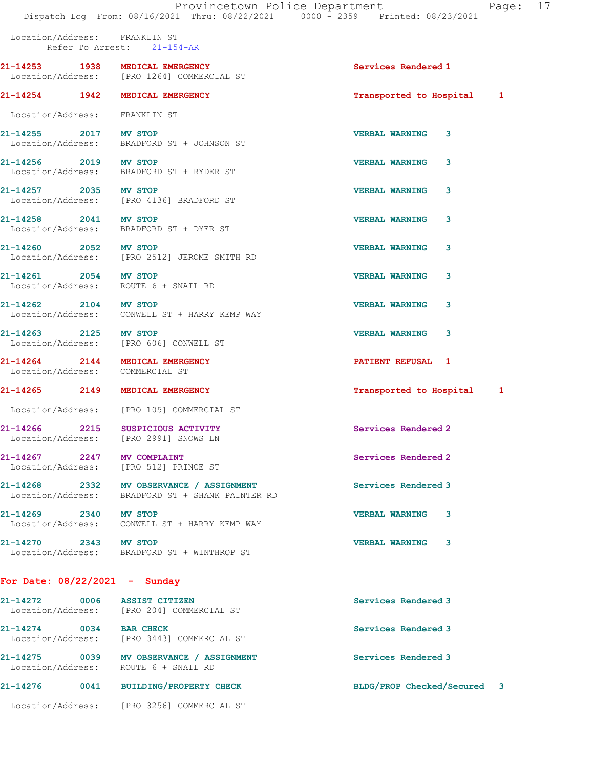Location/Address: FRANKLIN ST
Refer To Arrest: 21-154-AR

21-14253 1938 MEDICAL EMERGENCY Services Rendered 1
Location/Address: [PRO 1264] COMMERCIAL ST

21-14254 1942 MEDICAL EMERGENCY Transported to Hospital 1
Location/Address: FRANKLIN ST

21-14255 2017 MV STOP VERBAL WARNING 3
Location/Address: BRADFORD ST + JOHNSON ST

21-14256 2019 MV STOP VERBAL WARNING 3
Location/Address: BRADFORD ST + RYDER ST

21-14257 2035 MV STOP VERBAL WARNING 3
Location/Address: [PRO 4136] BRADFORD ST

21-14258 2041 MV STOP VERBAL WARNING 3
Location/Address: BRADFORD ST + DYER ST

21-14260 2052 MV STOP VERBAL WARNING 3
Location/Address: [PRO 2512] JEROME SMITH RD

21-14261 2054 MV STOP VERBAL WARNING 3
Location/Address: ROUTE 6 + SNAIL RD

21-14262 2104 MV STOP VERBAL WARNING 3
Location/Address: CONWELL ST + HARRY KEMP WAY

21-14263 2125 MV STOP VERBAL WARNING 3
Location/Address: [PRO 606] CONWELL ST

21-14264 2144 MEDICAL EMERGENCY PATIENT REFUSAL 1
Location/Address: COMMERCIAL ST

21-14265 2149 MEDICAL EMERGENCY Transported to Hospital 1
Location/Address: [PRO 105] COMMERCIAL ST

21-14266 2215 SUSPICIOUS ACTIVITY Services Rendered 2
Location/Address: [PRO 2991] SNOWS LN

21-14267 2247 MV COMPLAINT Services Rendered 2
Location/Address: [PRO 512] PRINCE ST

21-14268 2332 MV OBSERVANCE / ASSIGNMENT Services Rendered 3
Location/Address: BRADFORD ST + SHANK PAINTER RD

21-14269 2340 MV STOP VERBAL WARNING 3
Location/Address: CONWELL ST + HARRY KEMP WAY

21-14270 2343 MV STOP VERBAL WARNING 3
Location/Address: BRADFORD ST + WINTHROP ST

## For Date: 08/22/2021 - Sunday

21-14272 0006 ASSIST CITIZEN Services Rendered 3
Location/Address: [PRO 204] COMMERCIAL ST

21-14274 0034 BAR CHECK Services Rendered 3
Location/Address: [PRO 3443] COMMERCIAL ST

21-14275 0039 MV OBSERVANCE / ASSIGNMENT Services Rendered 3
Location/Address: ROUTE 6 + SNAIL RD

21-14276 0041 BUILDING/PROPERTY CHECK BLDG/PROP Checked/Secured 3
Location/Address: [PRO 3256] COMMERCIAL ST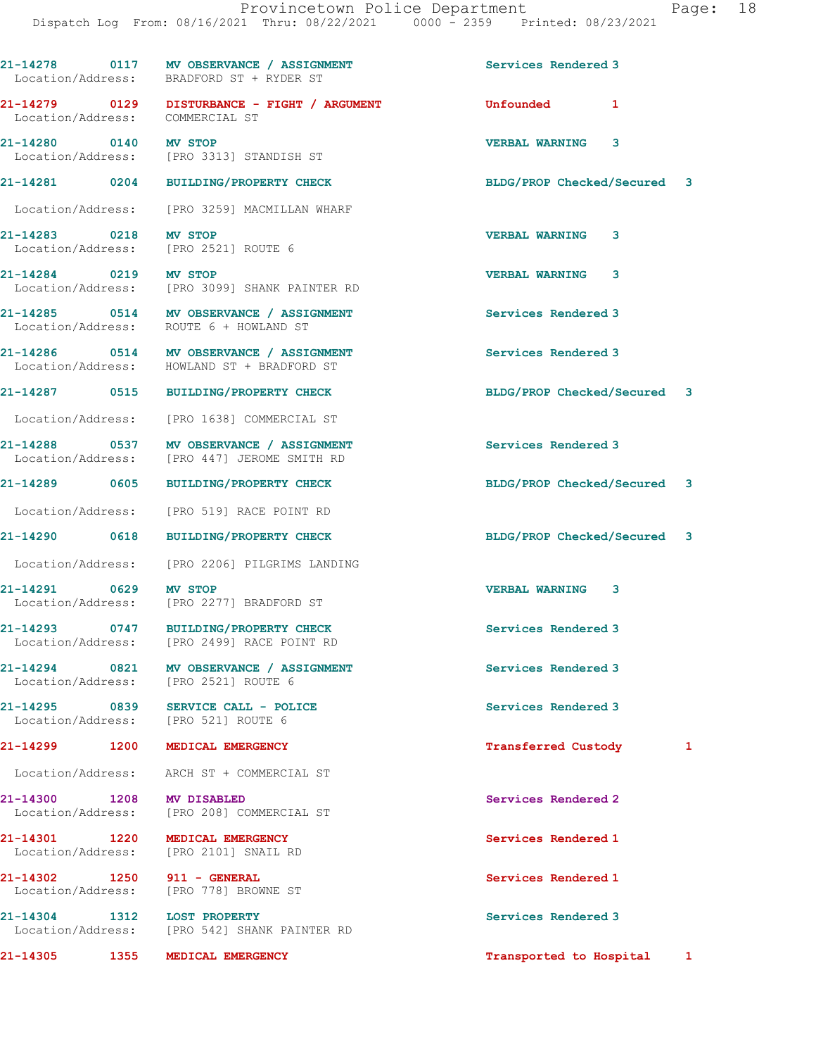21-14278 0117 MV OBSERVANCE / ASSIGNMENT Services Rendered 3
Location/Address: BRADFORD ST + RYDER ST

21-14279 0129 DISTURBANCE - FIGHT / ARGUMENT Unfounded 1
Location/Address: COMMERCIAL ST

21-14280 0140 MV STOP VERBAL WARNING 3
Location/Address: [PRO 3313] STANDISH ST

21-14281 0204 BUILDING/PROPERTY CHECK BLDG/PROP Checked/Secured 3
Location/Address: [PRO 3259] MACMILLAN WHARF

21-14283 0218 MV STOP VERBAL WARNING 3
Location/Address: [PRO 2521] ROUTE 6

21-14284 0219 MV STOP VERBAL WARNING 3
Location/Address: [PRO 3099] SHANK PAINTER RD

21-14285 0514 MV OBSERVANCE / ASSIGNMENT Services Rendered 3
Location/Address: ROUTE 6 + HOWLAND ST

21-14286 0514 MV OBSERVANCE / ASSIGNMENT Services Rendered 3
Location/Address: HOWLAND ST + BRADFORD ST

21-14287 0515 BUILDING/PROPERTY CHECK BLDG/PROP Checked/Secured 3
Location/Address: [PRO 1638] COMMERCIAL ST

21-14288 0537 MV OBSERVANCE / ASSIGNMENT Services Rendered 3
Location/Address: [PRO 447] JEROME SMITH RD

21-14289 0605 BUILDING/PROPERTY CHECK BLDG/PROP Checked/Secured 3
Location/Address: [PRO 519] RACE POINT RD

21-14290 0618 BUILDING/PROPERTY CHECK BLDG/PROP Checked/Secured 3
Location/Address: [PRO 2206] PILGRIMS LANDING

21-14291 0629 MV STOP VERBAL WARNING 3
Location/Address: [PRO 2277] BRADFORD ST

21-14293 0747 BUILDING/PROPERTY CHECK Services Rendered 3
Location/Address: [PRO 2499] RACE POINT RD

21-14294 0821 MV OBSERVANCE / ASSIGNMENT Services Rendered 3
Location/Address: [PRO 2521] ROUTE 6

21-14295 0839 SERVICE CALL - POLICE Services Rendered 3
Location/Address: [PRO 521] ROUTE 6

21-14299 1200 MEDICAL EMERGENCY Transferred Custody 1
Location/Address: ARCH ST + COMMERCIAL ST

21-14300 1208 MV DISABLED Services Rendered 2
Location/Address: [PRO 208] COMMERCIAL ST

21-14301 1220 MEDICAL EMERGENCY Services Rendered 1
Location/Address: [PRO 2101] SNAIL RD

21-14302 1250 911 - GENERAL Services Rendered 1
Location/Address: [PRO 778] BROWNE ST

21-14304 1312 LOST PROPERTY Services Rendered 3
Location/Address: [PRO 542] SHANK PAINTER RD

21-14305 1355 MEDICAL EMERGENCY Transported to Hospital 1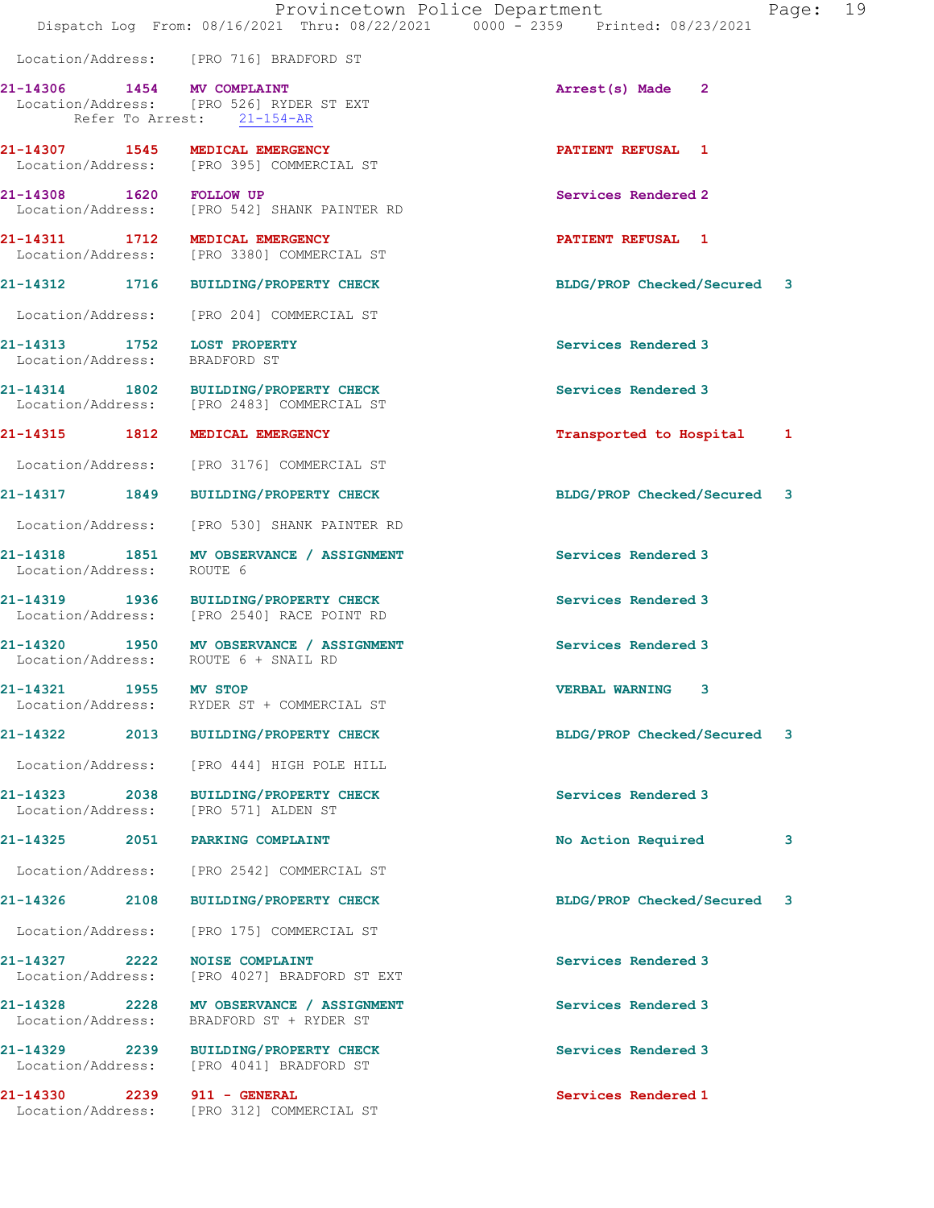Location/Address: [PRO 716] BRADFORD ST

21-14306 1454 MV COMPLAINT Arrest(s) Made 2
Location/Address: [PRO 526] RYDER ST EXT
Refer To Arrest: 21-154-AR

21-14307 1545 MEDICAL EMERGENCY PATIENT REFUSAL 1
Location/Address: [PRO 395] COMMERCIAL ST

21-14308 1620 FOLLOW UP Services Rendered 2
Location/Address: [PRO 542] SHANK PAINTER RD

21-14311 1712 MEDICAL EMERGENCY PATIENT REFUSAL 1
Location/Address: [PRO 3380] COMMERCIAL ST

21-14312 1716 BUILDING/PROPERTY CHECK BLDG/PROP Checked/Secured 3
Location/Address: [PRO 204] COMMERCIAL ST

21-14313 1752 LOST PROPERTY Services Rendered 3
Location/Address: BRADFORD ST

21-14314 1802 BUILDING/PROPERTY CHECK Services Rendered 3
Location/Address: [PRO 2483] COMMERCIAL ST

21-14315 1812 MEDICAL EMERGENCY Transported to Hospital 1
Location/Address: [PRO 3176] COMMERCIAL ST

21-14317 1849 BUILDING/PROPERTY CHECK BLDG/PROP Checked/Secured 3
Location/Address: [PRO 530] SHANK PAINTER RD

21-14318 1851 MV OBSERVANCE / ASSIGNMENT Services Rendered 3
Location/Address: ROUTE 6

21-14319 1936 BUILDING/PROPERTY CHECK Services Rendered 3
Location/Address: [PRO 2540] RACE POINT RD

21-14320 1950 MV OBSERVANCE / ASSIGNMENT Services Rendered 3
Location/Address: ROUTE 6 + SNAIL RD

21-14321 1955 MV STOP VERBAL WARNING 3
Location/Address: RYDER ST + COMMERCIAL ST

21-14322 2013 BUILDING/PROPERTY CHECK BLDG/PROP Checked/Secured 3
Location/Address: [PRO 444] HIGH POLE HILL

21-14323 2038 BUILDING/PROPERTY CHECK Services Rendered 3
Location/Address: [PRO 571] ALDEN ST

21-14325 2051 PARKING COMPLAINT No Action Required 3
Location/Address: [PRO 2542] COMMERCIAL ST

21-14326 2108 BUILDING/PROPERTY CHECK BLDG/PROP Checked/Secured 3
Location/Address: [PRO 175] COMMERCIAL ST

21-14327 2222 NOISE COMPLAINT Services Rendered 3
Location/Address: [PRO 4027] BRADFORD ST EXT

21-14328 2228 MV OBSERVANCE / ASSIGNMENT Services Rendered 3
Location/Address: BRADFORD ST + RYDER ST

21-14329 2239 BUILDING/PROPERTY CHECK Services Rendered 3
Location/Address: [PRO 4041] BRADFORD ST

21-14330 2239 911 - GENERAL Services Rendered 1
Location/Address: [PRO 312] COMMERCIAL ST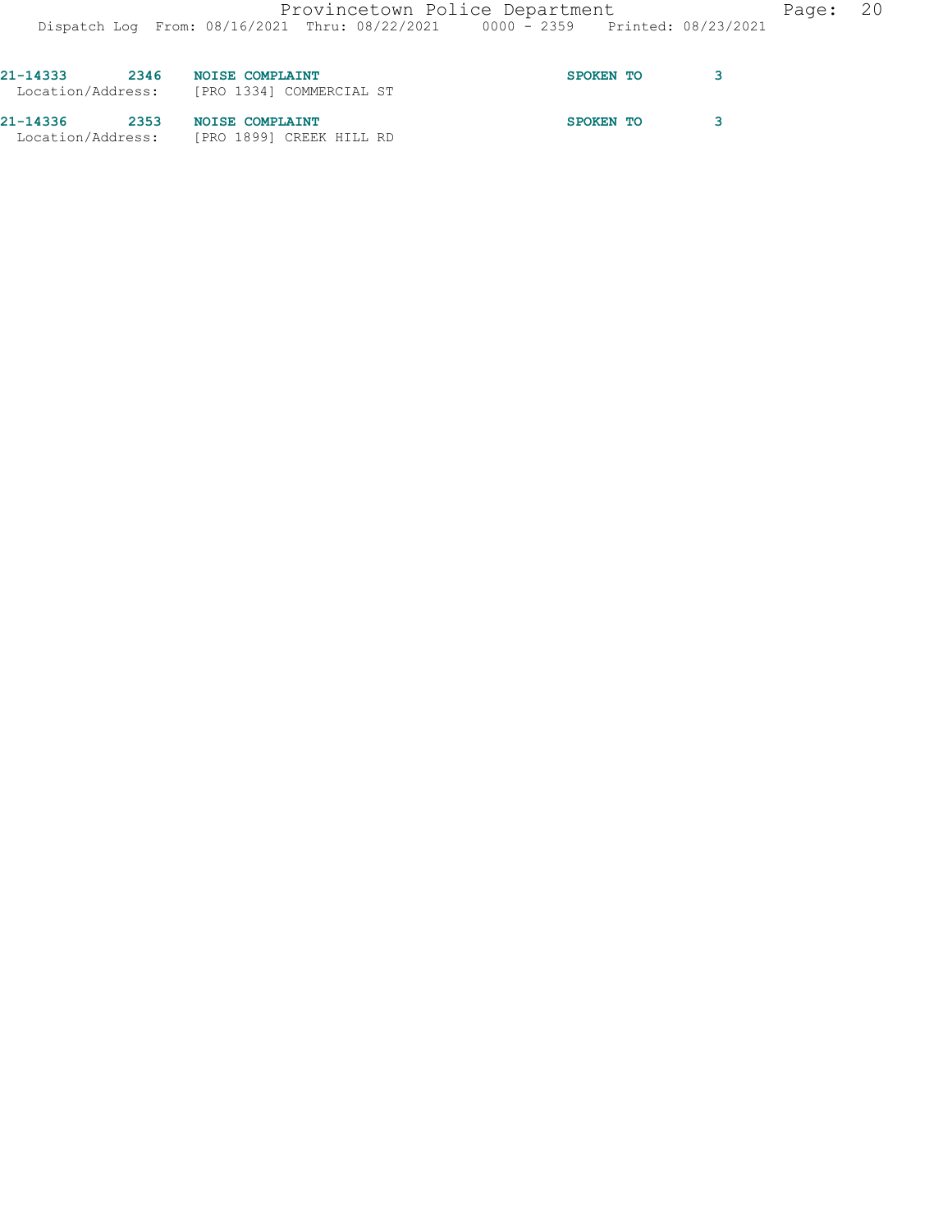**21-14333** **2346** **NOISE COMPLAINT** **SPOKEN TO** **3**
Location/Address: [PRO 1334] COMMERCIAL ST

**21-14336** **2353** **NOISE COMPLAINT** **SPOKEN TO** **3**
Location/Address: [PRO 1899] CREEK HILL RD